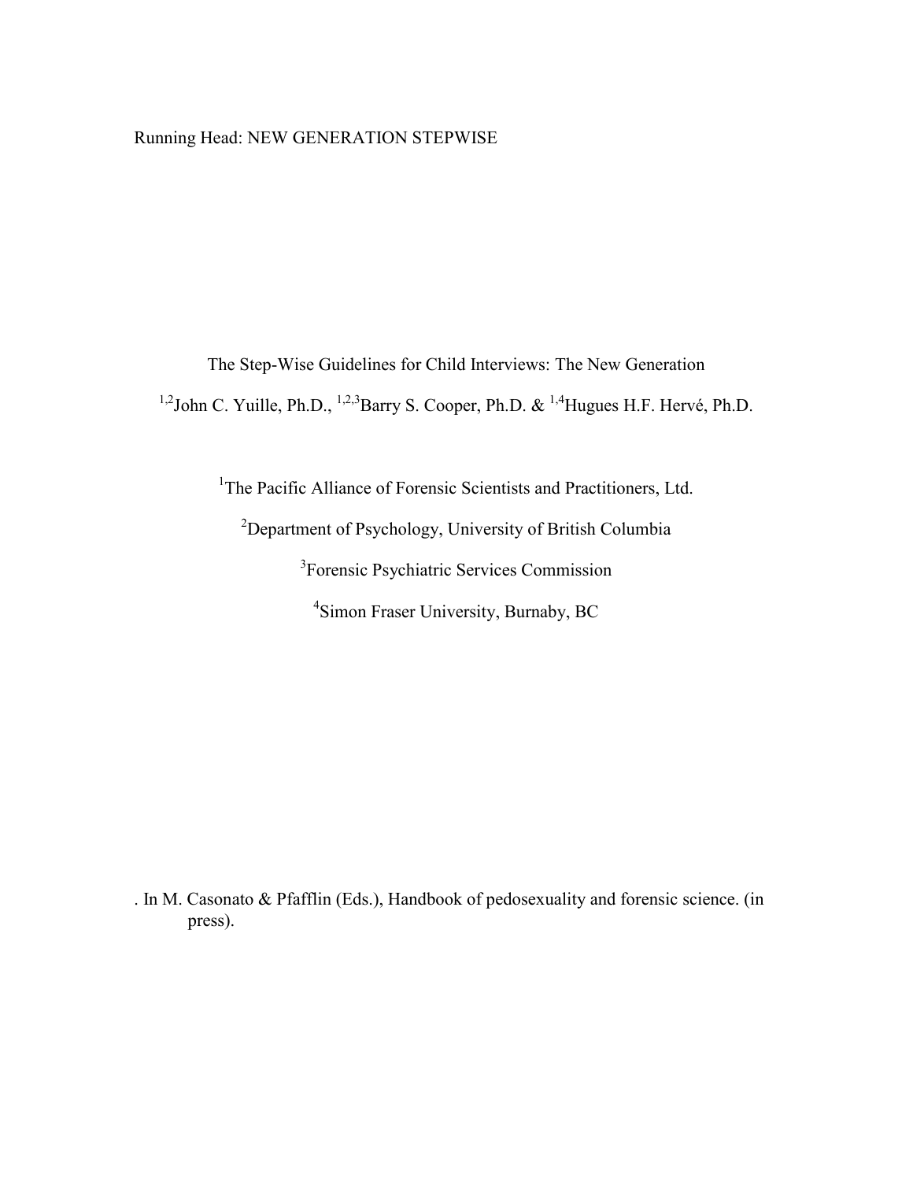Running Head: NEW GENERATION STEPWISE

# The Step-Wise Guidelines for Child Interviews: The New Generation

[1,2]John C. Yuille, Ph.D., [1,2,3]Barry S. Cooper, Ph.D. & [1,4]Hugues H.F. Hervé, Ph.D.

[1]The Pacific Alliance of Forensic Scientists and Practitioners, Ltd.

[2]Department of Psychology, University of British Columbia

[3]Forensic Psychiatric Services Commission

[4]Simon Fraser University, Burnaby, BC

. In M. Casonato & Pfafflin (Eds.), Handbook of pedosexuality and forensic science. (in press).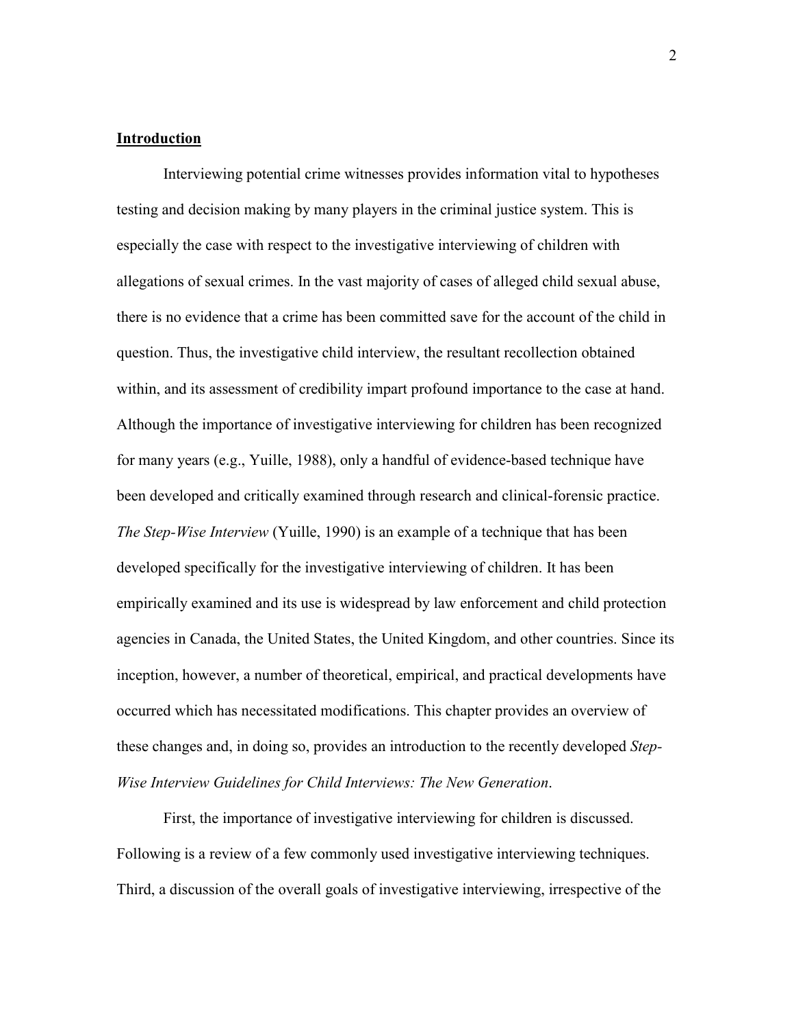**Introduction**

Interviewing potential crime witnesses provides information vital to hypotheses testing and decision making by many players in the criminal justice system. This is especially the case with respect to the investigative interviewing of children with allegations of sexual crimes. In the vast majority of cases of alleged child sexual abuse, there is no evidence that a crime has been committed save for the account of the child in question. Thus, the investigative child interview, the resultant recollection obtained within, and its assessment of credibility impart profound importance to the case at hand. Although the importance of investigative interviewing for children has been recognized for many years (e.g., Yuille, 1988), only a handful of evidence-based technique have been developed and critically examined through research and clinical-forensic practice. *The Step-Wise Interview* (Yuille, 1990) is an example of a technique that has been developed specifically for the investigative interviewing of children. It has been empirically examined and its use is widespread by law enforcement and child protection agencies in Canada, the United States, the United Kingdom, and other countries. Since its inception, however, a number of theoretical, empirical, and practical developments have occurred which has necessitated modifications. This chapter provides an overview of these changes and, in doing so, provides an introduction to the recently developed *Step-Wise Interview Guidelines for Child Interviews: The New Generation*.

First, the importance of investigative interviewing for children is discussed. Following is a review of a few commonly used investigative interviewing techniques. Third, a discussion of the overall goals of investigative interviewing, irrespective of the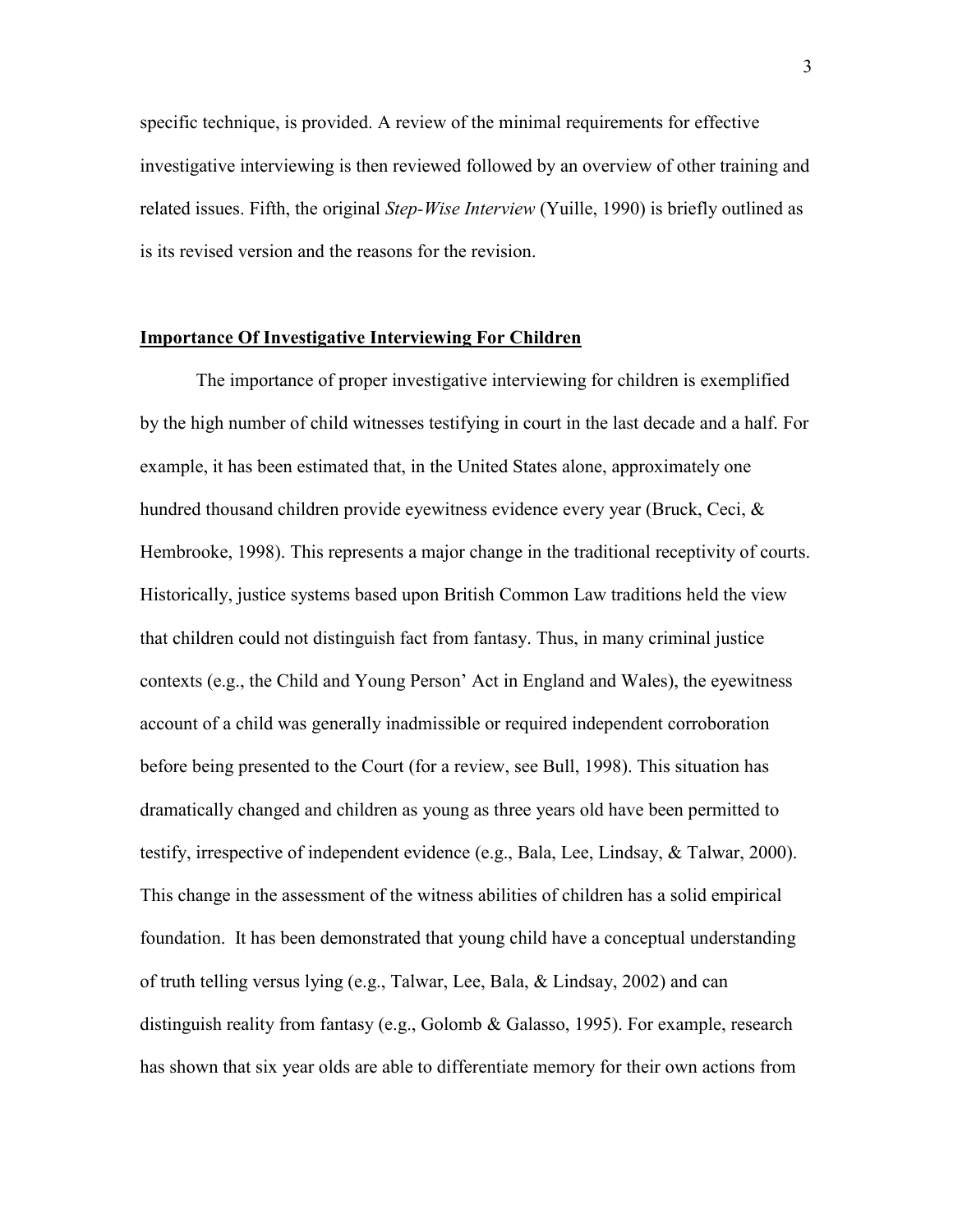specific technique, is provided. A review of the minimal requirements for effective investigative interviewing is then reviewed followed by an overview of other training and related issues. Fifth, the original *Step-Wise Interview* (Yuille, 1990) is briefly outlined as is its revised version and the reasons for the revision.

## **Importance Of Investigative Interviewing For Children**

The importance of proper investigative interviewing for children is exemplified by the high number of child witnesses testifying in court in the last decade and a half. For example, it has been estimated that, in the United States alone, approximately one hundred thousand children provide eyewitness evidence every year (Bruck, Ceci, & Hembrooke, 1998). This represents a major change in the traditional receptivity of courts. Historically, justice systems based upon British Common Law traditions held the view that children could not distinguish fact from fantasy. Thus, in many criminal justice contexts (e.g., the Child and Young Person' Act in England and Wales), the eyewitness account of a child was generally inadmissible or required independent corroboration before being presented to the Court (for a review, see Bull, 1998). This situation has dramatically changed and children as young as three years old have been permitted to testify, irrespective of independent evidence (e.g., Bala, Lee, Lindsay, & Talwar, 2000). This change in the assessment of the witness abilities of children has a solid empirical foundation. It has been demonstrated that young child have a conceptual understanding of truth telling versus lying (e.g., Talwar, Lee, Bala, & Lindsay, 2002) and can distinguish reality from fantasy (e.g., Golomb & Galasso, 1995). For example, research has shown that six year olds are able to differentiate memory for their own actions from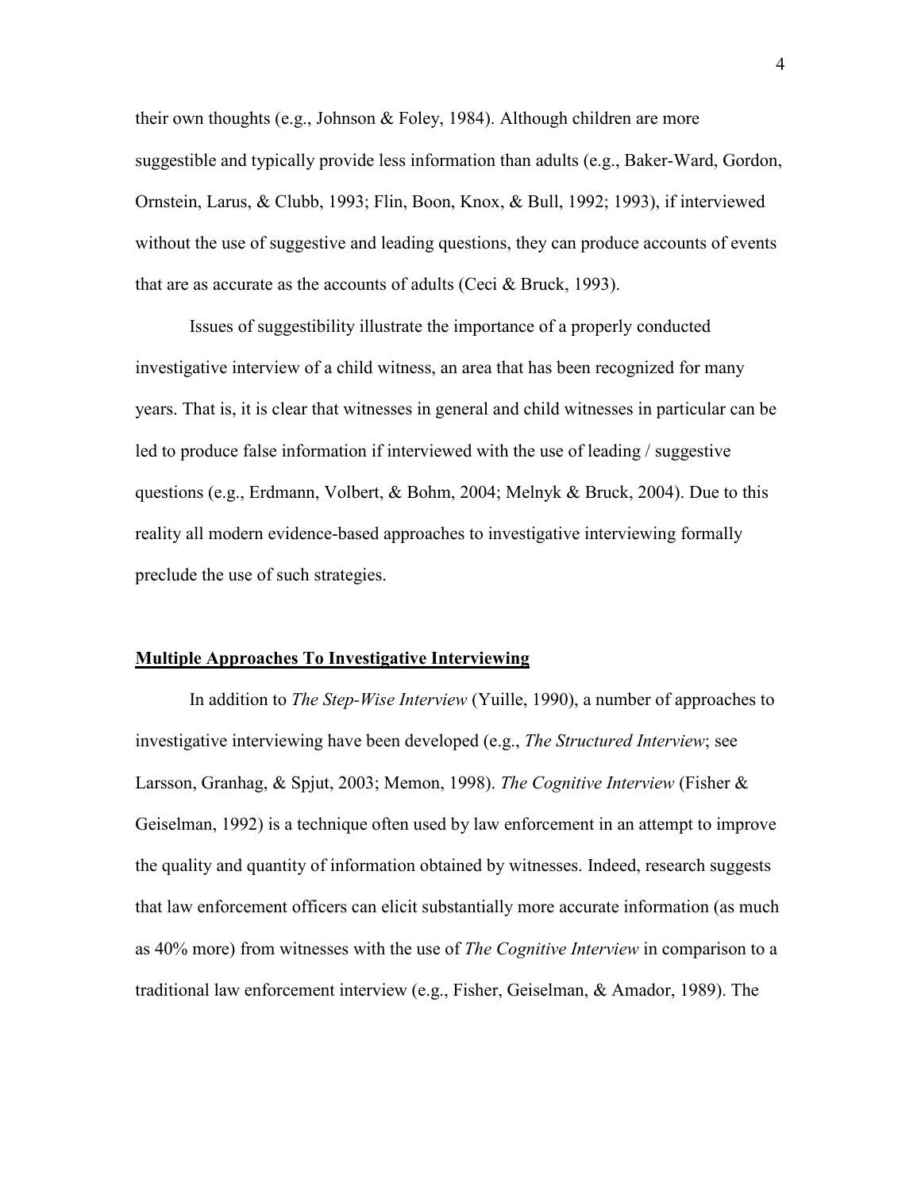their own thoughts (e.g., Johnson & Foley, 1984). Although children are more suggestible and typically provide less information than adults (e.g., Baker-Ward, Gordon, Ornstein, Larus, & Clubb, 1993; Flin, Boon, Knox, & Bull, 1992; 1993), if interviewed without the use of suggestive and leading questions, they can produce accounts of events that are as accurate as the accounts of adults (Ceci & Bruck, 1993).

Issues of suggestibility illustrate the importance of a properly conducted investigative interview of a child witness, an area that has been recognized for many years. That is, it is clear that witnesses in general and child witnesses in particular can be led to produce false information if interviewed with the use of leading / suggestive questions (e.g., Erdmann, Volbert, & Bohm, 2004; Melnyk & Bruck, 2004). Due to this reality all modern evidence-based approaches to investigative interviewing formally preclude the use of such strategies.

## Multiple Approaches To Investigative Interviewing

In addition to *The Step-Wise Interview* (Yuille, 1990), a number of approaches to investigative interviewing have been developed (e.g., *The Structured Interview*; see Larsson, Granhag, & Spjut, 2003; Memon, 1998). *The Cognitive Interview* (Fisher & Geiselman, 1992) is a technique often used by law enforcement in an attempt to improve the quality and quantity of information obtained by witnesses. Indeed, research suggests that law enforcement officers can elicit substantially more accurate information (as much as 40% more) from witnesses with the use of *The Cognitive Interview* in comparison to a traditional law enforcement interview (e.g., Fisher, Geiselman, & Amador, 1989). The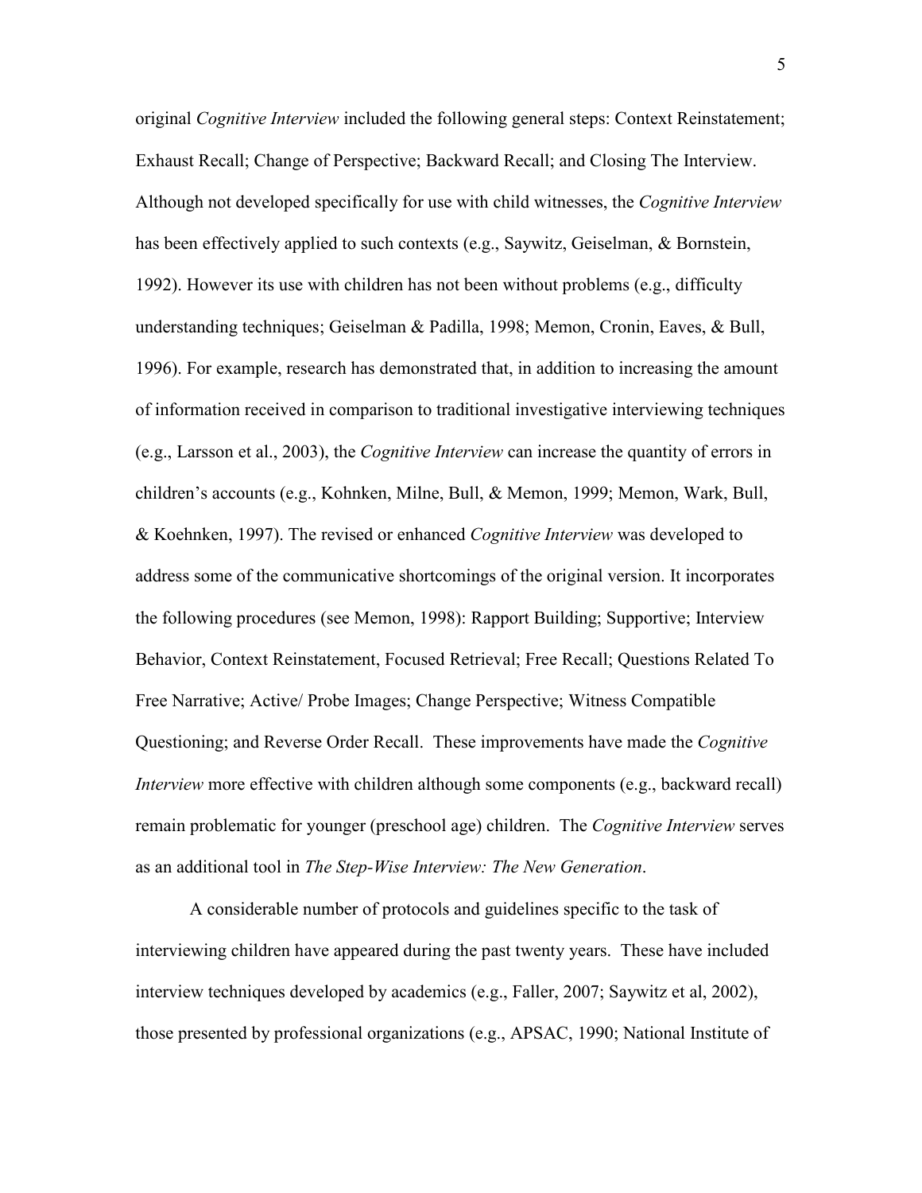original *Cognitive Interview* included the following general steps: Context Reinstatement; Exhaust Recall; Change of Perspective; Backward Recall; and Closing The Interview. Although not developed specifically for use with child witnesses, the *Cognitive Interview* has been effectively applied to such contexts (e.g., Saywitz, Geiselman, & Bornstein, 1992). However its use with children has not been without problems (e.g., difficulty understanding techniques; Geiselman & Padilla, 1998; Memon, Cronin, Eaves, & Bull, 1996). For example, research has demonstrated that, in addition to increasing the amount of information received in comparison to traditional investigative interviewing techniques (e.g., Larsson et al., 2003), the *Cognitive Interview* can increase the quantity of errors in children's accounts (e.g., Kohnken, Milne, Bull, & Memon, 1999; Memon, Wark, Bull, & Koehnken, 1997). The revised or enhanced *Cognitive Interview* was developed to address some of the communicative shortcomings of the original version. It incorporates the following procedures (see Memon, 1998): Rapport Building; Supportive; Interview Behavior, Context Reinstatement, Focused Retrieval; Free Recall; Questions Related To Free Narrative; Active/ Probe Images; Change Perspective; Witness Compatible Questioning; and Reverse Order Recall. These improvements have made the *Cognitive Interview* more effective with children although some components (e.g., backward recall) remain problematic for younger (preschool age) children. The *Cognitive Interview* serves as an additional tool in *The Step-Wise Interview: The New Generation*.

A considerable number of protocols and guidelines specific to the task of interviewing children have appeared during the past twenty years. These have included interview techniques developed by academics (e.g., Faller, 2007; Saywitz et al, 2002), those presented by professional organizations (e.g., APSAC, 1990; National Institute of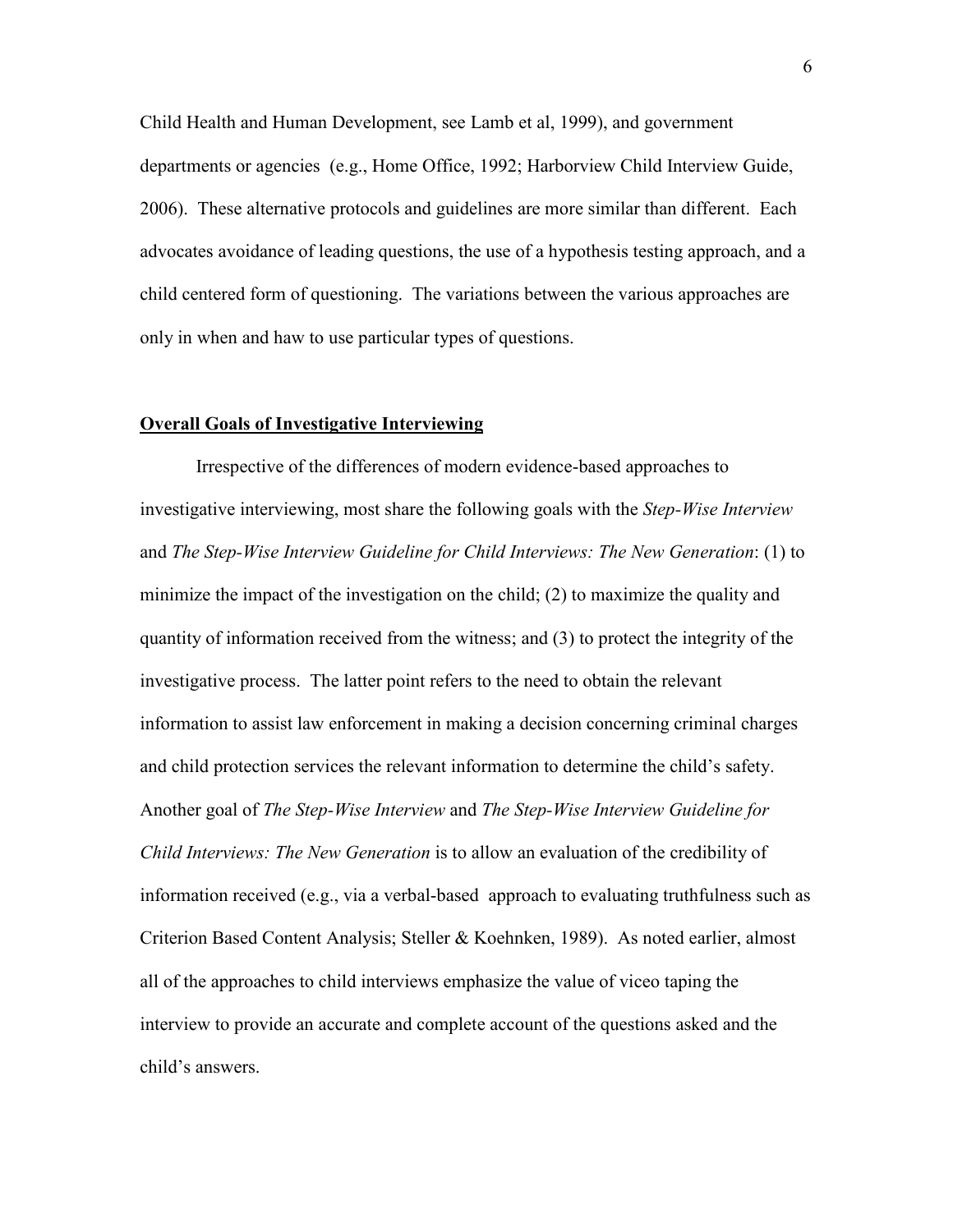Child Health and Human Development, see Lamb et al, 1999), and government departments or agencies (e.g., Home Office, 1992; Harborview Child Interview Guide, 2006). These alternative protocols and guidelines are more similar than different. Each advocates avoidance of leading questions, the use of a hypothesis testing approach, and a child centered form of questioning. The variations between the various approaches are only in when and haw to use particular types of questions.

## **Overall Goals of Investigative Interviewing**

Irrespective of the differences of modern evidence-based approaches to investigative interviewing, most share the following goals with the *Step-Wise Interview* and *The Step-Wise Interview Guideline for Child Interviews: The New Generation*: (1) to minimize the impact of the investigation on the child; (2) to maximize the quality and quantity of information received from the witness; and (3) to protect the integrity of the investigative process. The latter point refers to the need to obtain the relevant information to assist law enforcement in making a decision concerning criminal charges and child protection services the relevant information to determine the child's safety. Another goal of *The Step-Wise Interview* and *The Step-Wise Interview Guideline for Child Interviews: The New Generation* is to allow an evaluation of the credibility of information received (e.g., via a verbal-based approach to evaluating truthfulness such as Criterion Based Content Analysis; Steller & Koehnken, 1989). As noted earlier, almost all of the approaches to child interviews emphasize the value of viceo taping the interview to provide an accurate and complete account of the questions asked and the child's answers.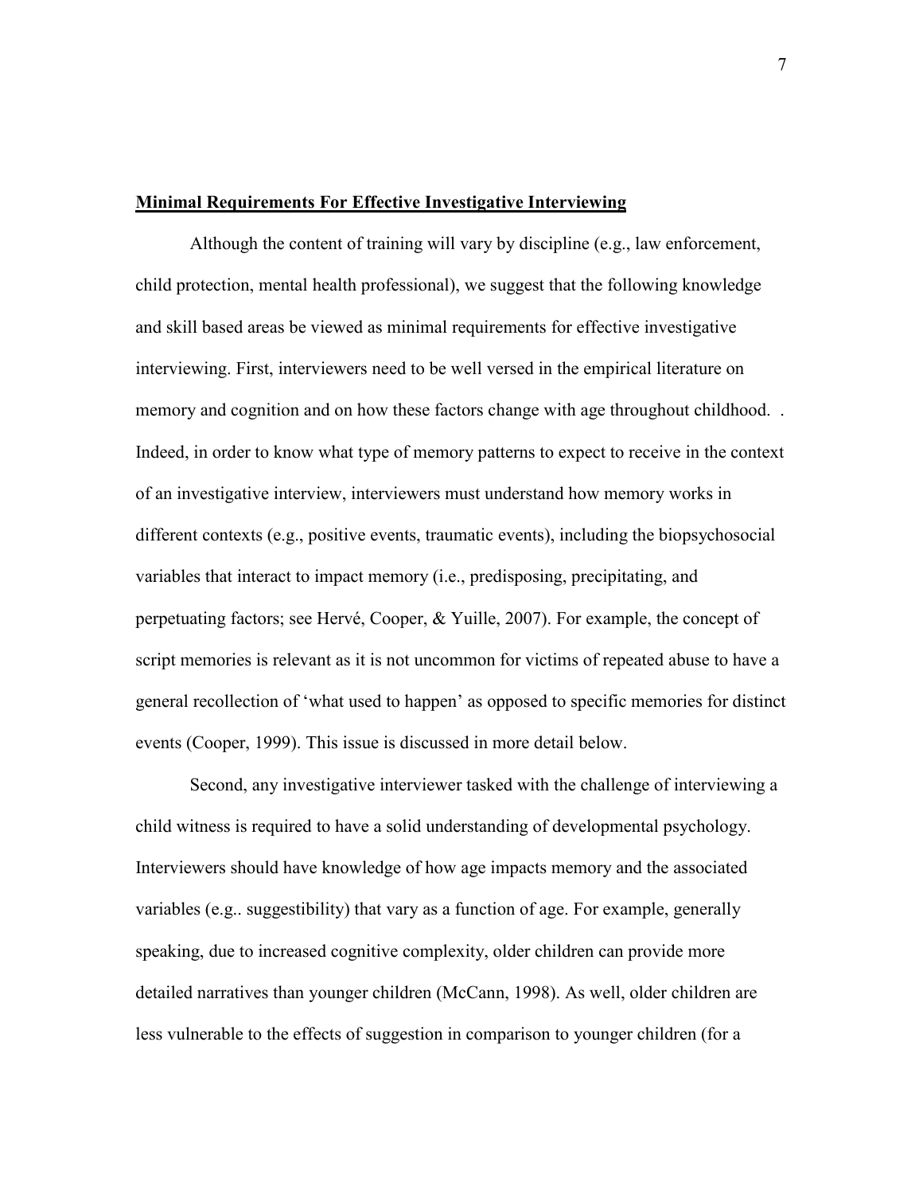**Minimal Requirements For Effective Investigative Interviewing**

Although the content of training will vary by discipline (e.g., law enforcement, child protection, mental health professional), we suggest that the following knowledge and skill based areas be viewed as minimal requirements for effective investigative interviewing. First, interviewers need to be well versed in the empirical literature on memory and cognition and on how these factors change with age throughout childhood. . Indeed, in order to know what type of memory patterns to expect to receive in the context of an investigative interview, interviewers must understand how memory works in different contexts (e.g., positive events, traumatic events), including the biopsychosocial variables that interact to impact memory (i.e., predisposing, precipitating, and perpetuating factors; see Hervé, Cooper, & Yuille, 2007). For example, the concept of script memories is relevant as it is not uncommon for victims of repeated abuse to have a general recollection of 'what used to happen' as opposed to specific memories for distinct events (Cooper, 1999). This issue is discussed in more detail below.

Second, any investigative interviewer tasked with the challenge of interviewing a child witness is required to have a solid understanding of developmental psychology. Interviewers should have knowledge of how age impacts memory and the associated variables (e.g.. suggestibility) that vary as a function of age. For example, generally speaking, due to increased cognitive complexity, older children can provide more detailed narratives than younger children (McCann, 1998). As well, older children are less vulnerable to the effects of suggestion in comparison to younger children (for a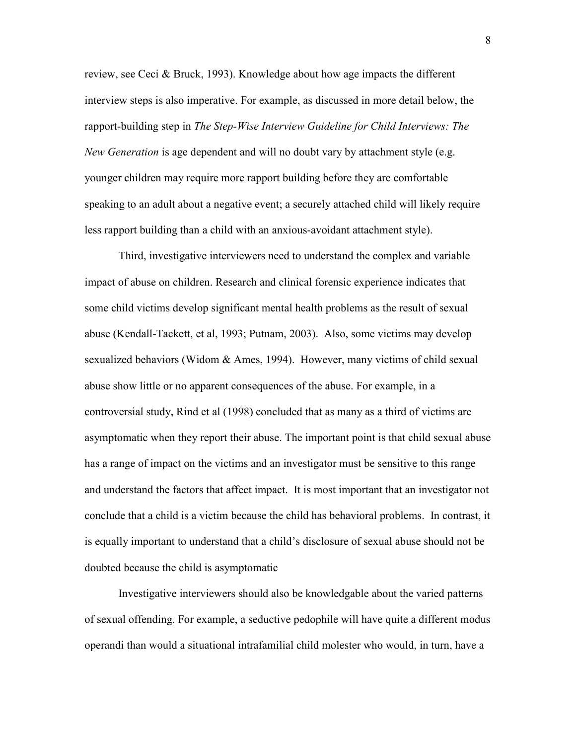review, see Ceci & Bruck, 1993). Knowledge about how age impacts the different interview steps is also imperative. For example, as discussed in more detail below, the rapport-building step in *The Step-Wise Interview Guideline for Child Interviews: The New Generation* is age dependent and will no doubt vary by attachment style (e.g. younger children may require more rapport building before they are comfortable speaking to an adult about a negative event; a securely attached child will likely require less rapport building than a child with an anxious-avoidant attachment style).

Third, investigative interviewers need to understand the complex and variable impact of abuse on children. Research and clinical forensic experience indicates that some child victims develop significant mental health problems as the result of sexual abuse (Kendall-Tackett, et al, 1993; Putnam, 2003). Also, some victims may develop sexualized behaviors (Widom & Ames, 1994). However, many victims of child sexual abuse show little or no apparent consequences of the abuse. For example, in a controversial study, Rind et al (1998) concluded that as many as a third of victims are asymptomatic when they report their abuse. The important point is that child sexual abuse has a range of impact on the victims and an investigator must be sensitive to this range and understand the factors that affect impact. It is most important that an investigator not conclude that a child is a victim because the child has behavioral problems. In contrast, it is equally important to understand that a child's disclosure of sexual abuse should not be doubted because the child is asymptomatic

Investigative interviewers should also be knowledgable about the varied patterns of sexual offending. For example, a seductive pedophile will have quite a different modus operandi than would a situational intrafamilial child molester who would, in turn, have a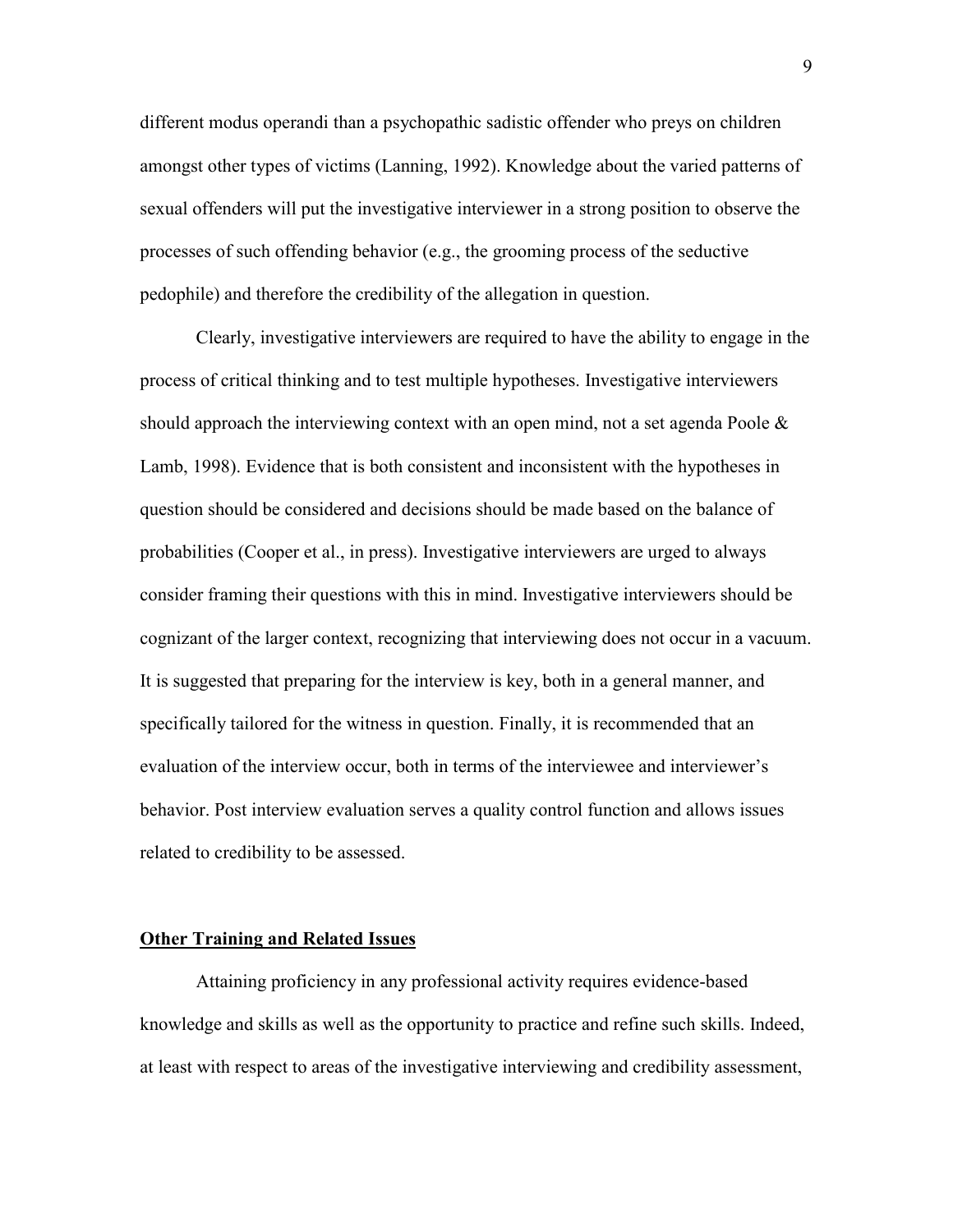different modus operandi than a psychopathic sadistic offender who preys on children amongst other types of victims (Lanning, 1992). Knowledge about the varied patterns of sexual offenders will put the investigative interviewer in a strong position to observe the processes of such offending behavior (e.g., the grooming process of the seductive pedophile) and therefore the credibility of the allegation in question.

Clearly, investigative interviewers are required to have the ability to engage in the process of critical thinking and to test multiple hypotheses. Investigative interviewers should approach the interviewing context with an open mind, not a set agenda Poole & Lamb, 1998). Evidence that is both consistent and inconsistent with the hypotheses in question should be considered and decisions should be made based on the balance of probabilities (Cooper et al., in press). Investigative interviewers are urged to always consider framing their questions with this in mind. Investigative interviewers should be cognizant of the larger context, recognizing that interviewing does not occur in a vacuum. It is suggested that preparing for the interview is key, both in a general manner, and specifically tailored for the witness in question. Finally, it is recommended that an evaluation of the interview occur, both in terms of the interviewee and interviewer's behavior. Post interview evaluation serves a quality control function and allows issues related to credibility to be assessed.

## Other Training and Related Issues

Attaining proficiency in any professional activity requires evidence-based knowledge and skills as well as the opportunity to practice and refine such skills. Indeed, at least with respect to areas of the investigative interviewing and credibility assessment,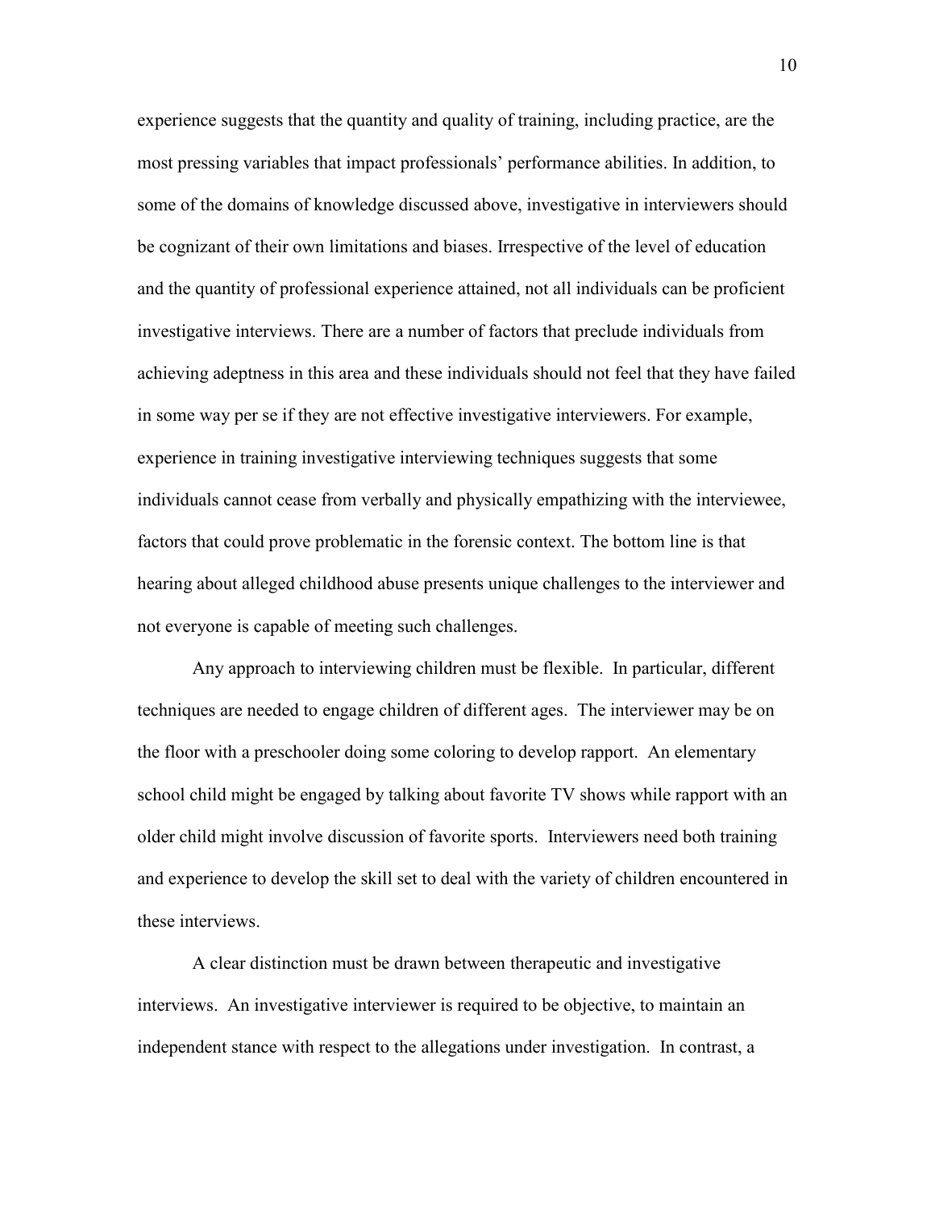experience suggests that the quantity and quality of training, including practice, are the most pressing variables that impact professionals' performance abilities. In addition, to some of the domains of knowledge discussed above, investigative in interviewers should be cognizant of their own limitations and biases. Irrespective of the level of education and the quantity of professional experience attained, not all individuals can be proficient investigative interviews. There are a number of factors that preclude individuals from achieving adeptness in this area and these individuals should not feel that they have failed in some way per se if they are not effective investigative interviewers. For example, experience in training investigative interviewing techniques suggests that some individuals cannot cease from verbally and physically empathizing with the interviewee, factors that could prove problematic in the forensic context. The bottom line is that hearing about alleged childhood abuse presents unique challenges to the interviewer and not everyone is capable of meeting such challenges.

Any approach to interviewing children must be flexible. In particular, different techniques are needed to engage children of different ages. The interviewer may be on the floor with a preschooler doing some coloring to develop rapport. An elementary school child might be engaged by talking about favorite TV shows while rapport with an older child might involve discussion of favorite sports. Interviewers need both training and experience to develop the skill set to deal with the variety of children encountered in these interviews.

A clear distinction must be drawn between therapeutic and investigative interviews. An investigative interviewer is required to be objective, to maintain an independent stance with respect to the allegations under investigation. In contrast, a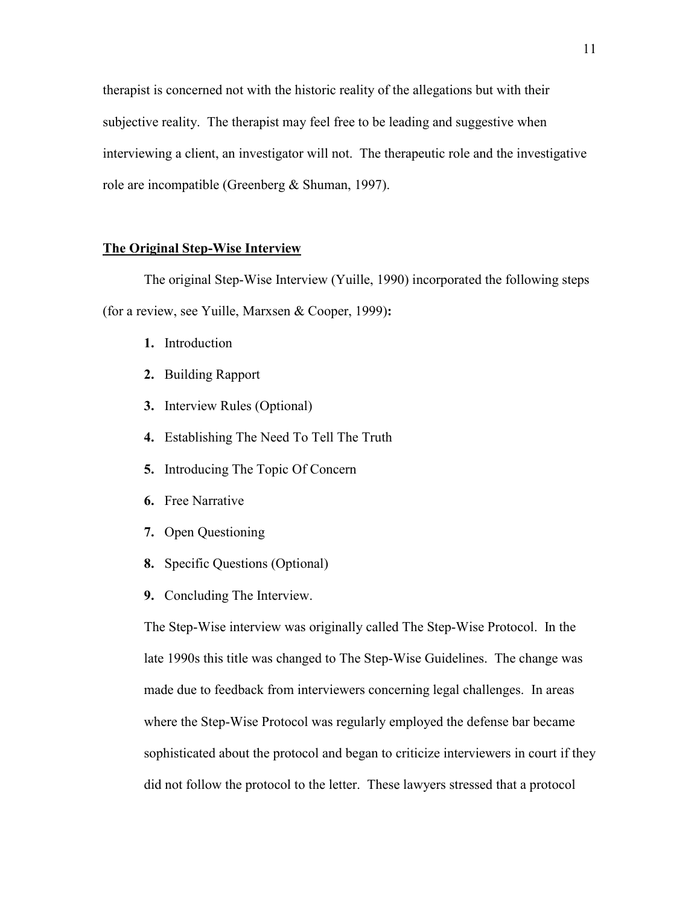therapist is concerned not with the historic reality of the allegations but with their subjective reality. The therapist may feel free to be leading and suggestive when interviewing a client, an investigator will not. The therapeutic role and the investigative role are incompatible (Greenberg & Shuman, 1997).

## The Original Step-Wise Interview

The original Step-Wise Interview (Yuille, 1990) incorporated the following steps (for a review, see Yuille, Marxsen & Cooper, 1999)**:**

1. Introduction
2. Building Rapport
3. Interview Rules (Optional)
4. Establishing The Need To Tell The Truth
5. Introducing The Topic Of Concern
6. Free Narrative
7. Open Questioning
8. Specific Questions (Optional)
9. Concluding The Interview.

The Step-Wise interview was originally called The Step-Wise Protocol. In the late 1990s this title was changed to The Step-Wise Guidelines. The change was made due to feedback from interviewers concerning legal challenges. In areas where the Step-Wise Protocol was regularly employed the defense bar became sophisticated about the protocol and began to criticize interviewers in court if they did not follow the protocol to the letter. These lawyers stressed that a protocol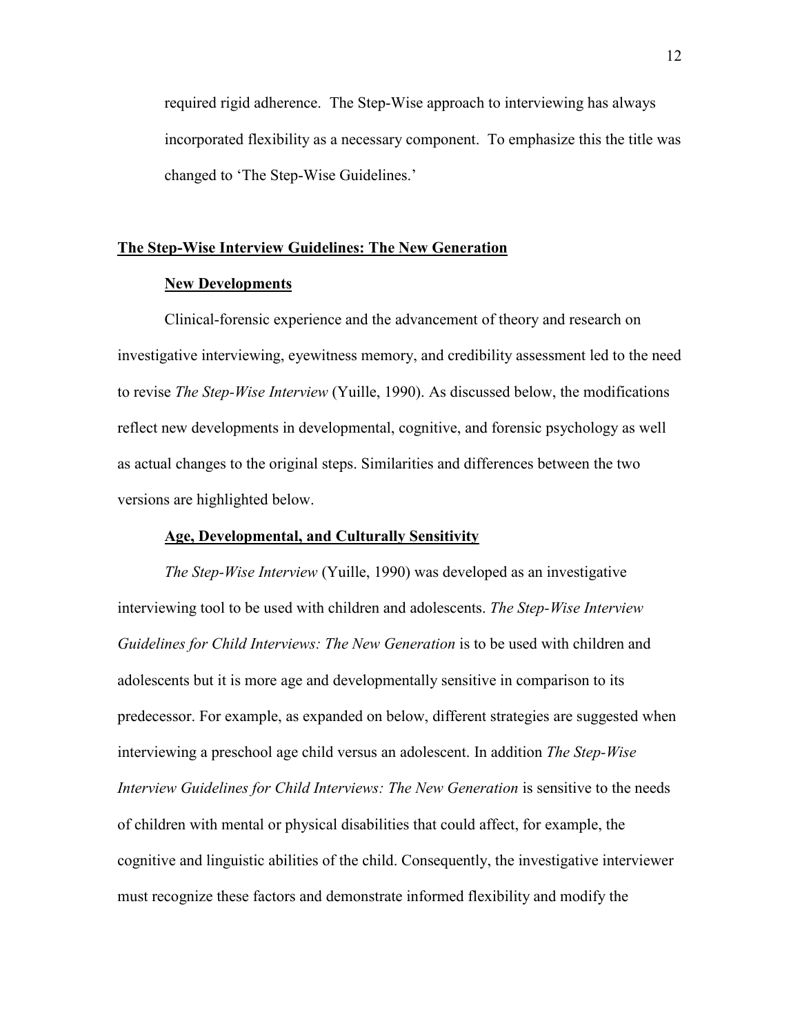required rigid adherence. The Step-Wise approach to interviewing has always incorporated flexibility as a necessary component. To emphasize this the title was changed to 'The Step-Wise Guidelines.'

## The Step-Wise Interview Guidelines: The New Generation

### New Developments

Clinical-forensic experience and the advancement of theory and research on investigative interviewing, eyewitness memory, and credibility assessment led to the need to revise *The Step-Wise Interview* (Yuille, 1990). As discussed below, the modifications reflect new developments in developmental, cognitive, and forensic psychology as well as actual changes to the original steps. Similarities and differences between the two versions are highlighted below.

### Age, Developmental, and Culturally Sensitivity

*The Step-Wise Interview* (Yuille, 1990) was developed as an investigative interviewing tool to be used with children and adolescents. *The Step-Wise Interview Guidelines for Child Interviews: The New Generation* is to be used with children and adolescents but it is more age and developmentally sensitive in comparison to its predecessor. For example, as expanded on below, different strategies are suggested when interviewing a preschool age child versus an adolescent. In addition *The Step-Wise Interview Guidelines for Child Interviews: The New Generation* is sensitive to the needs of children with mental or physical disabilities that could affect, for example, the cognitive and linguistic abilities of the child. Consequently, the investigative interviewer must recognize these factors and demonstrate informed flexibility and modify the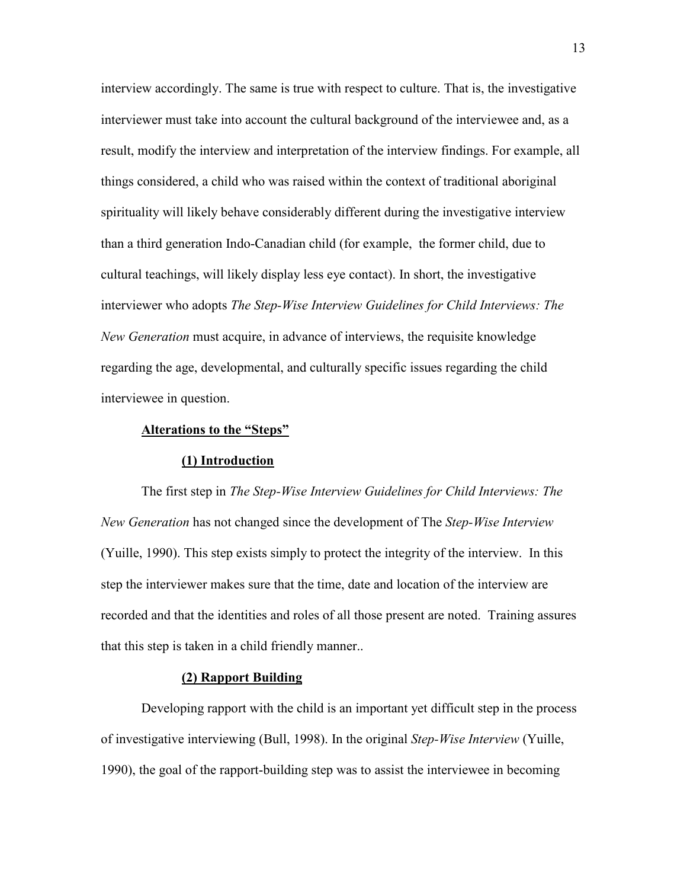interview accordingly. The same is true with respect to culture. That is, the investigative interviewer must take into account the cultural background of the interviewee and, as a result, modify the interview and interpretation of the interview findings. For example, all things considered, a child who was raised within the context of traditional aboriginal spirituality will likely behave considerably different during the investigative interview than a third generation Indo-Canadian child (for example, the former child, due to cultural teachings, will likely display less eye contact). In short, the investigative interviewer who adopts *The Step-Wise Interview Guidelines for Child Interviews: The New Generation* must acquire, in advance of interviews, the requisite knowledge regarding the age, developmental, and culturally specific issues regarding the child interviewee in question.

## Alterations to the "Steps"

### (1) Introduction

The first step in *The Step-Wise Interview Guidelines for Child Interviews: The New Generation* has not changed since the development of The *Step-Wise Interview* (Yuille, 1990). This step exists simply to protect the integrity of the interview. In this step the interviewer makes sure that the time, date and location of the interview are recorded and that the identities and roles of all those present are noted. Training assures that this step is taken in a child friendly manner..

### (2) Rapport Building

Developing rapport with the child is an important yet difficult step in the process of investigative interviewing (Bull, 1998). In the original *Step-Wise Interview* (Yuille, 1990), the goal of the rapport-building step was to assist the interviewee in becoming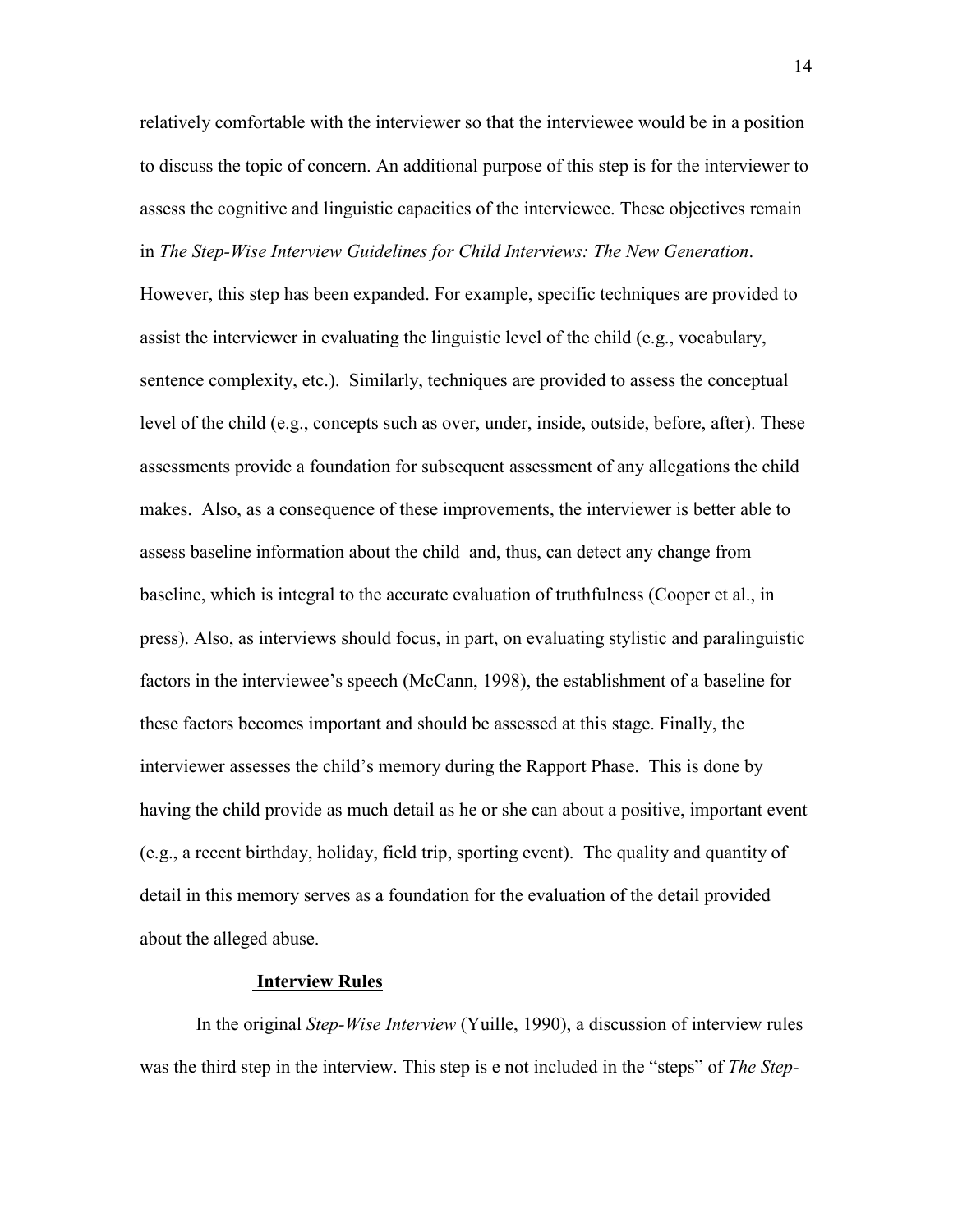relatively comfortable with the interviewer so that the interviewee would be in a position to discuss the topic of concern. An additional purpose of this step is for the interviewer to assess the cognitive and linguistic capacities of the interviewee. These objectives remain in *The Step-Wise Interview Guidelines for Child Interviews: The New Generation*. However, this step has been expanded. For example, specific techniques are provided to assist the interviewer in evaluating the linguistic level of the child (e.g., vocabulary, sentence complexity, etc.). Similarly, techniques are provided to assess the conceptual level of the child (e.g., concepts such as over, under, inside, outside, before, after). These assessments provide a foundation for subsequent assessment of any allegations the child makes. Also, as a consequence of these improvements, the interviewer is better able to assess baseline information about the child and, thus, can detect any change from baseline, which is integral to the accurate evaluation of truthfulness (Cooper et al., in press). Also, as interviews should focus, in part, on evaluating stylistic and paralinguistic factors in the interviewee's speech (McCann, 1998), the establishment of a baseline for these factors becomes important and should be assessed at this stage. Finally, the interviewer assesses the child's memory during the Rapport Phase. This is done by having the child provide as much detail as he or she can about a positive, important event (e.g., a recent birthday, holiday, field trip, sporting event). The quality and quantity of detail in this memory serves as a foundation for the evaluation of the detail provided about the alleged abuse.

## Interview Rules

In the original *Step-Wise Interview* (Yuille, 1990), a discussion of interview rules was the third step in the interview. This step is e not included in the "steps" of *The Step-*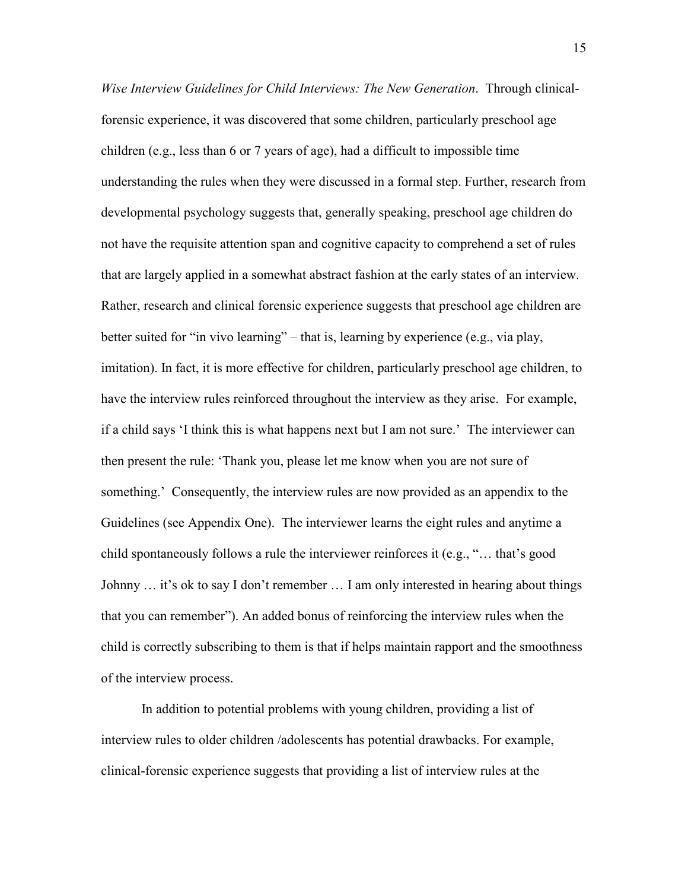*Wise Interview Guidelines for Child Interviews: The New Generation*. Through clinical-forensic experience, it was discovered that some children, particularly preschool age children (e.g., less than 6 or 7 years of age), had a difficult to impossible time understanding the rules when they were discussed in a formal step. Further, research from developmental psychology suggests that, generally speaking, preschool age children do not have the requisite attention span and cognitive capacity to comprehend a set of rules that are largely applied in a somewhat abstract fashion at the early states of an interview. Rather, research and clinical forensic experience suggests that preschool age children are better suited for "in vivo learning" – that is, learning by experience (e.g., via play, imitation). In fact, it is more effective for children, particularly preschool age children, to have the interview rules reinforced throughout the interview as they arise. For example, if a child says 'I think this is what happens next but I am not sure.' The interviewer can then present the rule: 'Thank you, please let me know when you are not sure of something.' Consequently, the interview rules are now provided as an appendix to the Guidelines (see Appendix One). The interviewer learns the eight rules and anytime a child spontaneously follows a rule the interviewer reinforces it (e.g., "… that's good Johnny … it's ok to say I don't remember … I am only interested in hearing about things that you can remember"). An added bonus of reinforcing the interview rules when the child is correctly subscribing to them is that if helps maintain rapport and the smoothness of the interview process.

In addition to potential problems with young children, providing a list of interview rules to older children /adolescents has potential drawbacks. For example, clinical-forensic experience suggests that providing a list of interview rules at the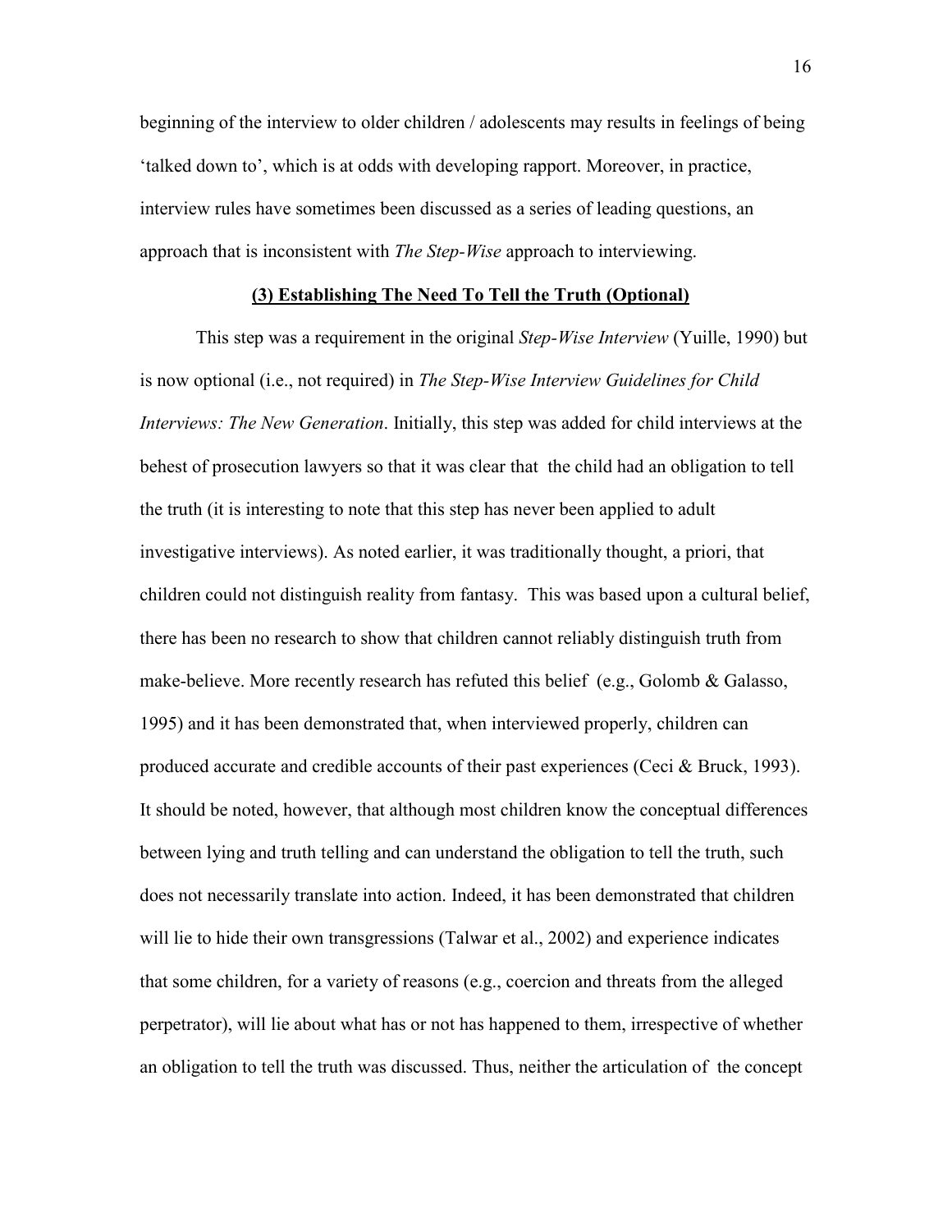beginning of the interview to older children / adolescents may results in feelings of being 'talked down to', which is at odds with developing rapport. Moreover, in practice, interview rules have sometimes been discussed as a series of leading questions, an approach that is inconsistent with *The Step-Wise* approach to interviewing.

### **(3) Establishing The Need To Tell the Truth (Optional)**

This step was a requirement in the original *Step-Wise Interview* (Yuille, 1990) but is now optional (i.e., not required) in *The Step-Wise Interview Guidelines for Child Interviews: The New Generation*. Initially, this step was added for child interviews at the behest of prosecution lawyers so that it was clear that the child had an obligation to tell the truth (it is interesting to note that this step has never been applied to adult investigative interviews). As noted earlier, it was traditionally thought, a priori, that children could not distinguish reality from fantasy. This was based upon a cultural belief, there has been no research to show that children cannot reliably distinguish truth from make-believe. More recently research has refuted this belief (e.g., Golomb & Galasso, 1995) and it has been demonstrated that, when interviewed properly, children can produced accurate and credible accounts of their past experiences (Ceci & Bruck, 1993). It should be noted, however, that although most children know the conceptual differences between lying and truth telling and can understand the obligation to tell the truth, such does not necessarily translate into action. Indeed, it has been demonstrated that children will lie to hide their own transgressions (Talwar et al., 2002) and experience indicates that some children, for a variety of reasons (e.g., coercion and threats from the alleged perpetrator), will lie about what has or not has happened to them, irrespective of whether an obligation to tell the truth was discussed. Thus, neither the articulation of the concept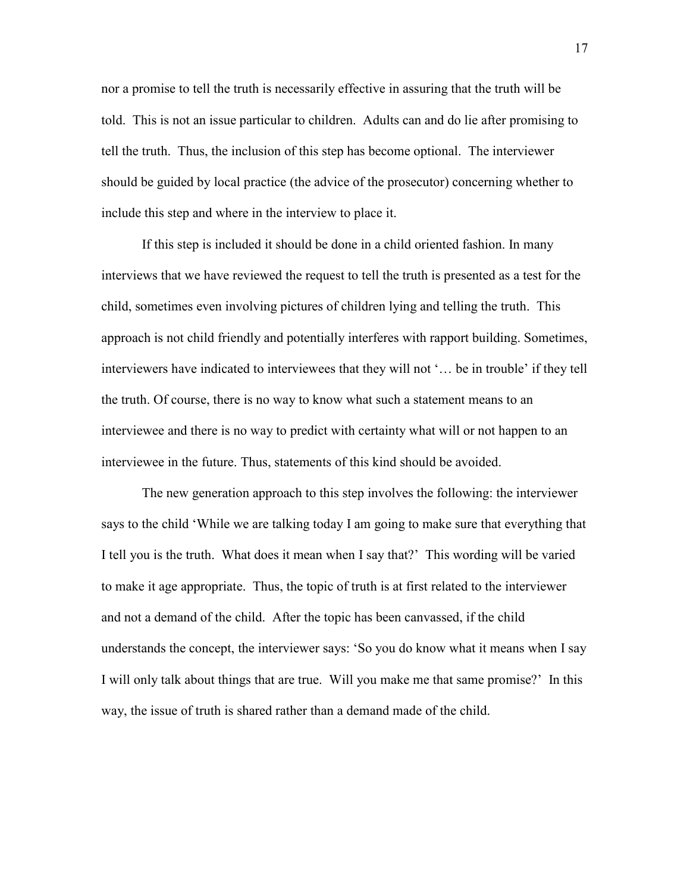nor a promise to tell the truth is necessarily effective in assuring that the truth will be told. This is not an issue particular to children. Adults can and do lie after promising to tell the truth. Thus, the inclusion of this step has become optional. The interviewer should be guided by local practice (the advice of the prosecutor) concerning whether to include this step and where in the interview to place it.

If this step is included it should be done in a child oriented fashion. In many interviews that we have reviewed the request to tell the truth is presented as a test for the child, sometimes even involving pictures of children lying and telling the truth. This approach is not child friendly and potentially interferes with rapport building. Sometimes, interviewers have indicated to interviewees that they will not '… be in trouble' if they tell the truth. Of course, there is no way to know what such a statement means to an interviewee and there is no way to predict with certainty what will or not happen to an interviewee in the future. Thus, statements of this kind should be avoided.

The new generation approach to this step involves the following: the interviewer says to the child 'While we are talking today I am going to make sure that everything that I tell you is the truth. What does it mean when I say that?' This wording will be varied to make it age appropriate. Thus, the topic of truth is at first related to the interviewer and not a demand of the child. After the topic has been canvassed, if the child understands the concept, the interviewer says: 'So you do know what it means when I say I will only talk about things that are true. Will you make me that same promise?' In this way, the issue of truth is shared rather than a demand made of the child.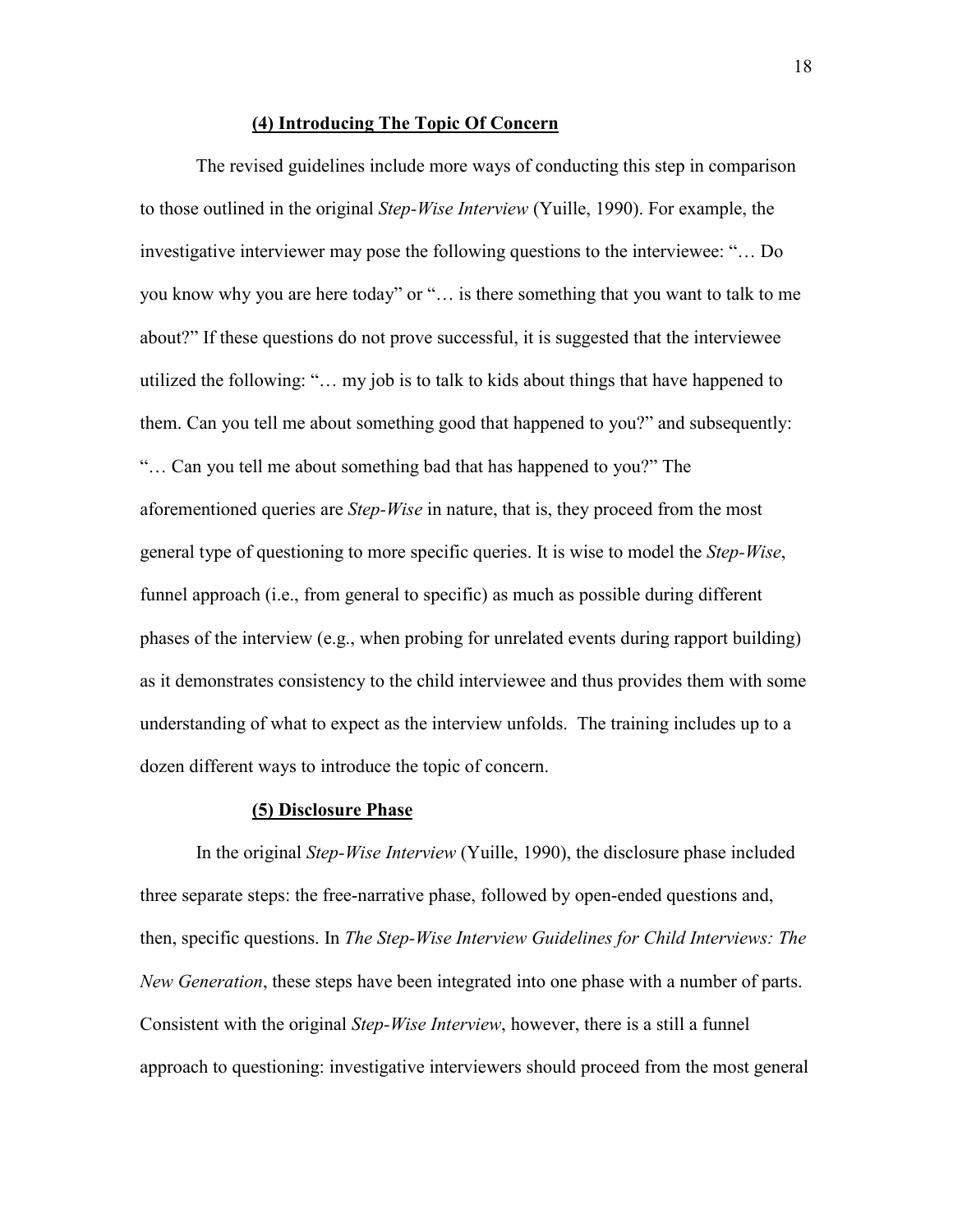### **(4) Introducing The Topic Of Concern**

The revised guidelines include more ways of conducting this step in comparison to those outlined in the original *Step-Wise Interview* (Yuille, 1990). For example, the investigative interviewer may pose the following questions to the interviewee: "… Do you know why you are here today" or "… is there something that you want to talk to me about?" If these questions do not prove successful, it is suggested that the interviewee utilized the following: "… my job is to talk to kids about things that have happened to them. Can you tell me about something good that happened to you?" and subsequently: "… Can you tell me about something bad that has happened to you?" The aforementioned queries are *Step-Wise* in nature, that is, they proceed from the most general type of questioning to more specific queries. It is wise to model the *Step-Wise*, funnel approach (i.e., from general to specific) as much as possible during different phases of the interview (e.g., when probing for unrelated events during rapport building) as it demonstrates consistency to the child interviewee and thus provides them with some understanding of what to expect as the interview unfolds. The training includes up to a dozen different ways to introduce the topic of concern.

### **(5) Disclosure Phase**

In the original *Step-Wise Interview* (Yuille, 1990), the disclosure phase included three separate steps: the free-narrative phase, followed by open-ended questions and, then, specific questions. In *The Step-Wise Interview Guidelines for Child Interviews: The New Generation*, these steps have been integrated into one phase with a number of parts. Consistent with the original *Step-Wise Interview*, however, there is a still a funnel approach to questioning: investigative interviewers should proceed from the most general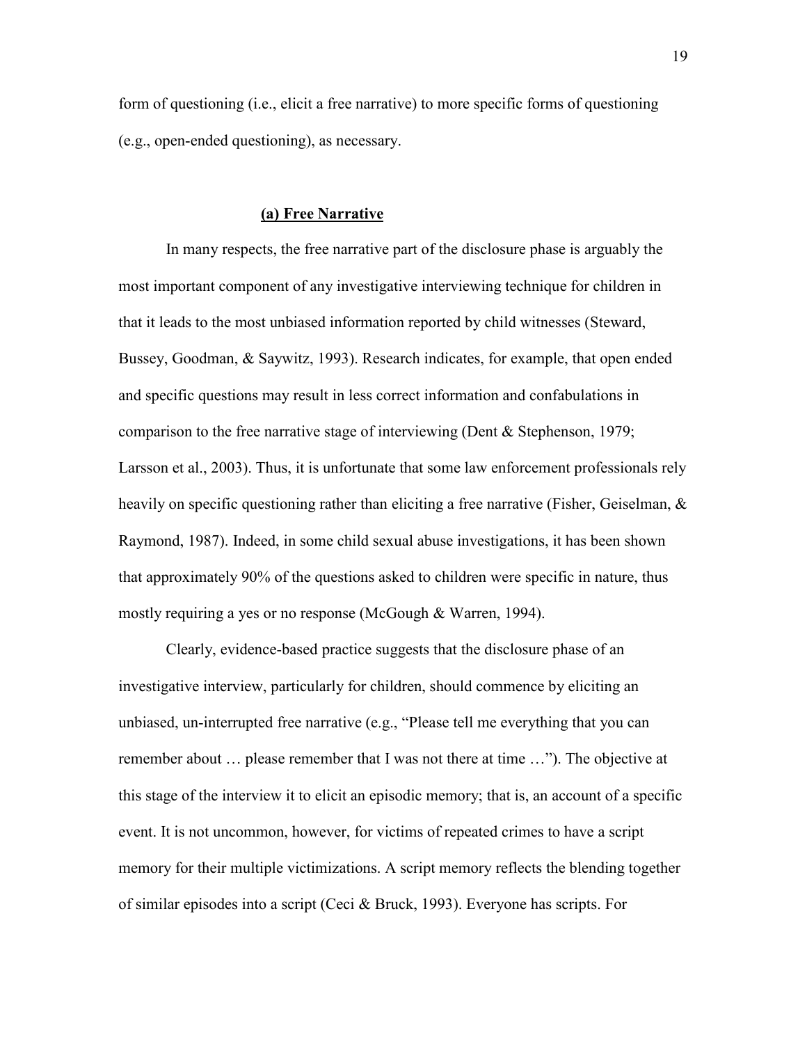form of questioning (i.e., elicit a free narrative) to more specific forms of questioning (e.g., open-ended questioning), as necessary.

### **(a) Free Narrative**

In many respects, the free narrative part of the disclosure phase is arguably the most important component of any investigative interviewing technique for children in that it leads to the most unbiased information reported by child witnesses (Steward, Bussey, Goodman, & Saywitz, 1993). Research indicates, for example, that open ended and specific questions may result in less correct information and confabulations in comparison to the free narrative stage of interviewing (Dent & Stephenson, 1979; Larsson et al., 2003). Thus, it is unfortunate that some law enforcement professionals rely heavily on specific questioning rather than eliciting a free narrative (Fisher, Geiselman, & Raymond, 1987). Indeed, in some child sexual abuse investigations, it has been shown that approximately 90% of the questions asked to children were specific in nature, thus mostly requiring a yes or no response (McGough & Warren, 1994).

Clearly, evidence-based practice suggests that the disclosure phase of an investigative interview, particularly for children, should commence by eliciting an unbiased, un-interrupted free narrative (e.g., "Please tell me everything that you can remember about … please remember that I was not there at time …"). The objective at this stage of the interview it to elicit an episodic memory; that is, an account of a specific event. It is not uncommon, however, for victims of repeated crimes to have a script memory for their multiple victimizations. A script memory reflects the blending together of similar episodes into a script (Ceci & Bruck, 1993). Everyone has scripts. For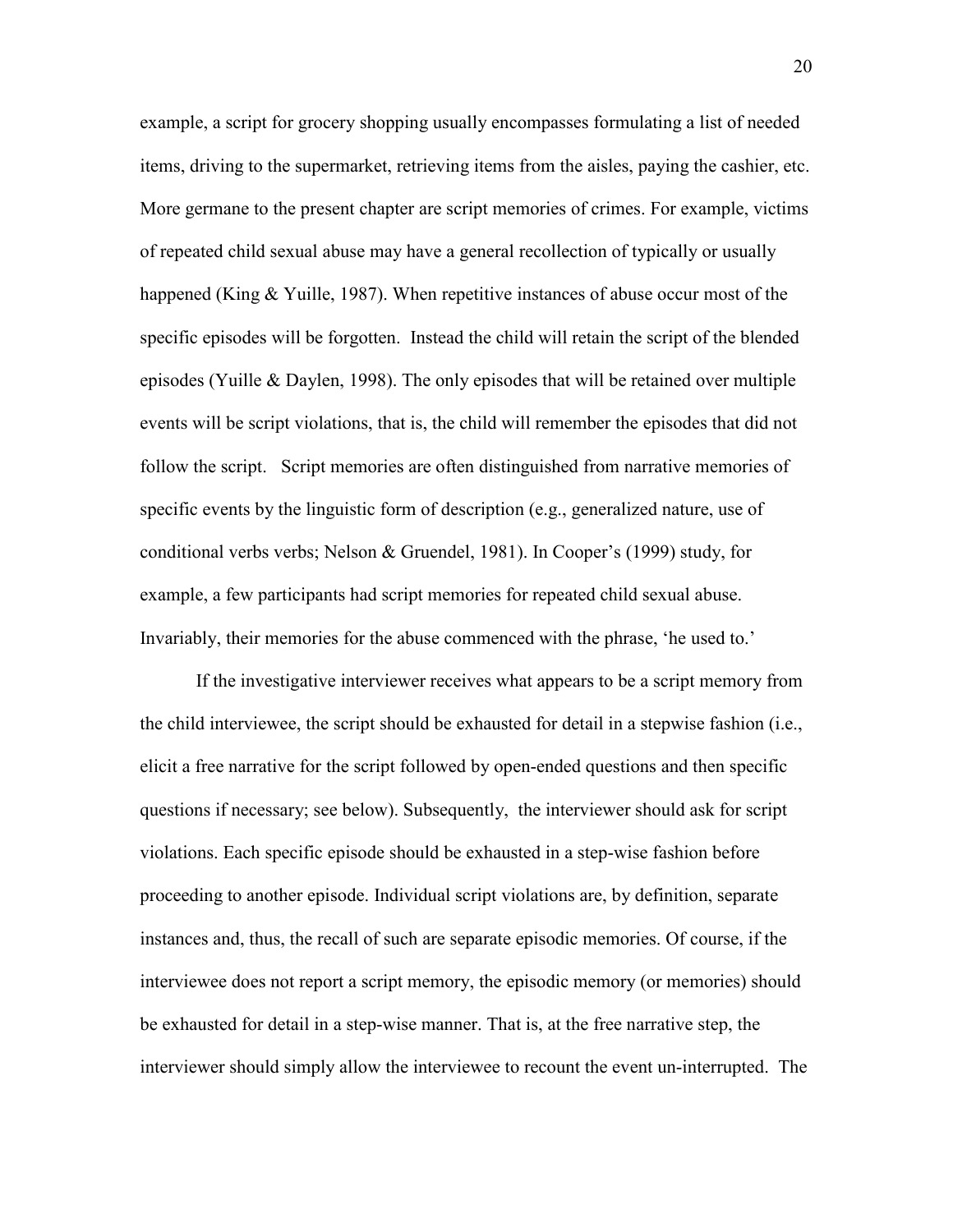example, a script for grocery shopping usually encompasses formulating a list of needed items, driving to the supermarket, retrieving items from the aisles, paying the cashier, etc. More germane to the present chapter are script memories of crimes. For example, victims of repeated child sexual abuse may have a general recollection of typically or usually happened (King & Yuille, 1987). When repetitive instances of abuse occur most of the specific episodes will be forgotten. Instead the child will retain the script of the blended episodes (Yuille & Daylen, 1998). The only episodes that will be retained over multiple events will be script violations, that is, the child will remember the episodes that did not follow the script. Script memories are often distinguished from narrative memories of specific events by the linguistic form of description (e.g., generalized nature, use of conditional verbs verbs; Nelson & Gruendel, 1981). In Cooper's (1999) study, for example, a few participants had script memories for repeated child sexual abuse. Invariably, their memories for the abuse commenced with the phrase, 'he used to.'

If the investigative interviewer receives what appears to be a script memory from the child interviewee, the script should be exhausted for detail in a stepwise fashion (i.e., elicit a free narrative for the script followed by open-ended questions and then specific questions if necessary; see below). Subsequently, the interviewer should ask for script violations. Each specific episode should be exhausted in a step-wise fashion before proceeding to another episode. Individual script violations are, by definition, separate instances and, thus, the recall of such are separate episodic memories. Of course, if the interviewee does not report a script memory, the episodic memory (or memories) should be exhausted for detail in a step-wise manner. That is, at the free narrative step, the interviewer should simply allow the interviewee to recount the event un-interrupted. The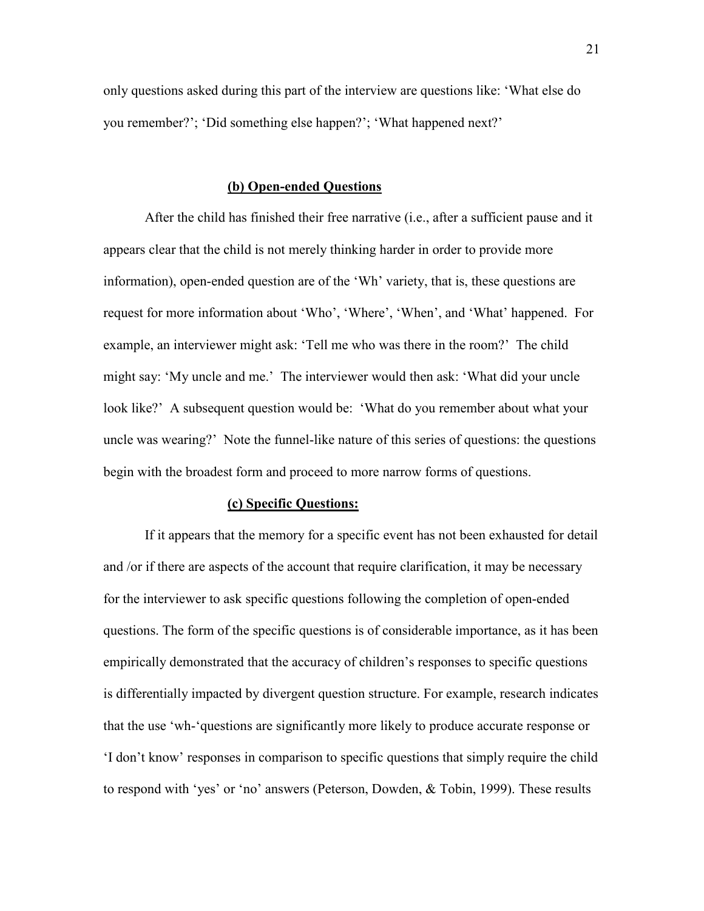only questions asked during this part of the interview are questions like: 'What else do you remember?'; 'Did something else happen?'; 'What happened next?'

### **(b) Open-ended Questions**

After the child has finished their free narrative (i.e., after a sufficient pause and it appears clear that the child is not merely thinking harder in order to provide more information), open-ended question are of the 'Wh' variety, that is, these questions are request for more information about 'Who', 'Where', 'When', and 'What' happened. For example, an interviewer might ask: 'Tell me who was there in the room?' The child might say: 'My uncle and me.' The interviewer would then ask: 'What did your uncle look like?' A subsequent question would be: 'What do you remember about what your uncle was wearing?' Note the funnel-like nature of this series of questions: the questions begin with the broadest form and proceed to more narrow forms of questions.

### **(c) Specific Questions:**

If it appears that the memory for a specific event has not been exhausted for detail and /or if there are aspects of the account that require clarification, it may be necessary for the interviewer to ask specific questions following the completion of open-ended questions. The form of the specific questions is of considerable importance, as it has been empirically demonstrated that the accuracy of children's responses to specific questions is differentially impacted by divergent question structure. For example, research indicates that the use 'wh-'questions are significantly more likely to produce accurate response or 'I don't know' responses in comparison to specific questions that simply require the child to respond with 'yes' or 'no' answers (Peterson, Dowden, & Tobin, 1999). These results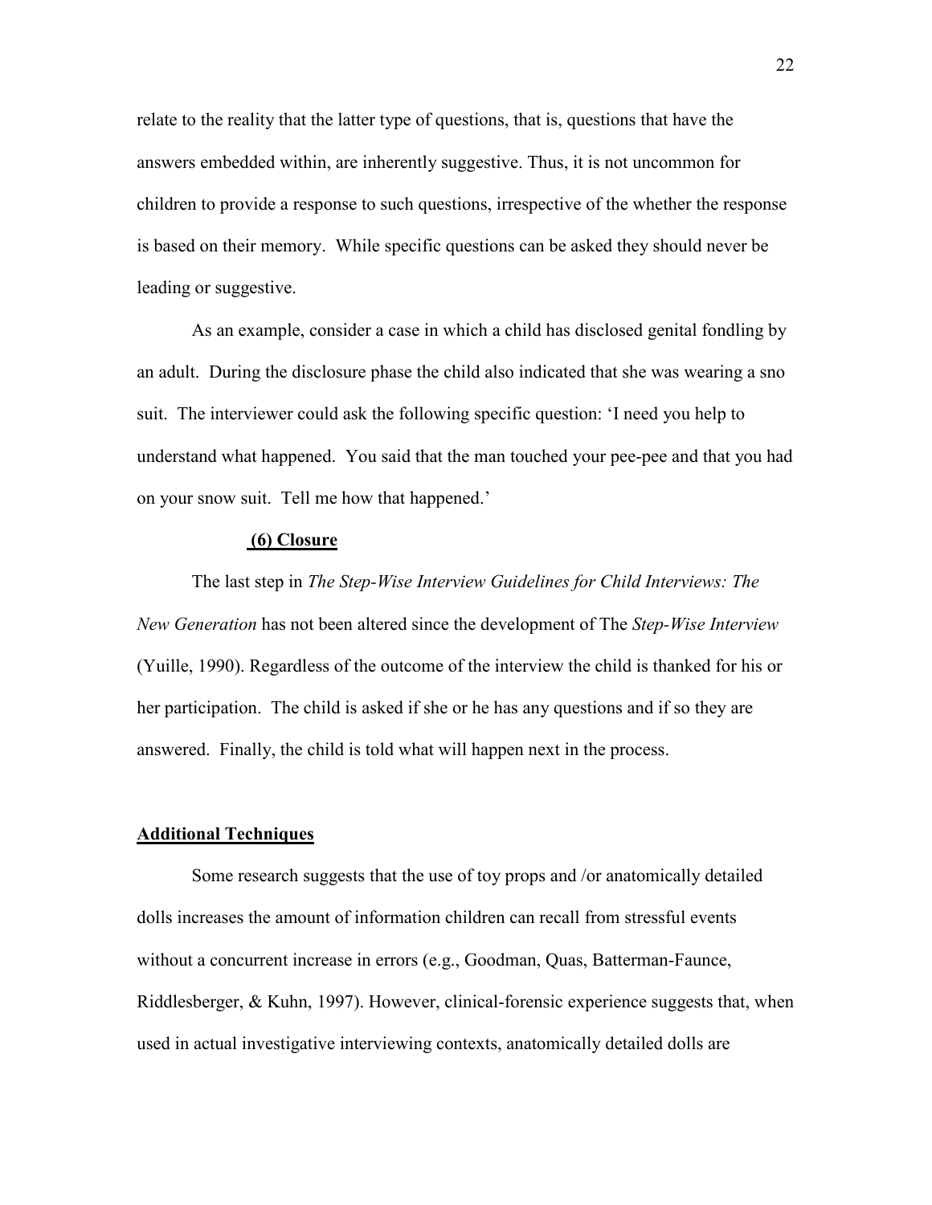relate to the reality that the latter type of questions, that is, questions that have the answers embedded within, are inherently suggestive. Thus, it is not uncommon for children to provide a response to such questions, irrespective of the whether the response is based on their memory. While specific questions can be asked they should never be leading or suggestive.

As an example, consider a case in which a child has disclosed genital fondling by an adult. During the disclosure phase the child also indicated that she was wearing a sno suit. The interviewer could ask the following specific question: 'I need you help to understand what happened. You said that the man touched your pee-pee and that you had on your snow suit. Tell me how that happened.'

### (6) Closure

The last step in *The Step-Wise Interview Guidelines for Child Interviews: The New Generation* has not been altered since the development of The *Step-Wise Interview* (Yuille, 1990). Regardless of the outcome of the interview the child is thanked for his or her participation. The child is asked if she or he has any questions and if so they are answered. Finally, the child is told what will happen next in the process.

## Additional Techniques

Some research suggests that the use of toy props and /or anatomically detailed dolls increases the amount of information children can recall from stressful events without a concurrent increase in errors (e.g., Goodman, Quas, Batterman-Faunce, Riddlesberger, & Kuhn, 1997). However, clinical-forensic experience suggests that, when used in actual investigative interviewing contexts, anatomically detailed dolls are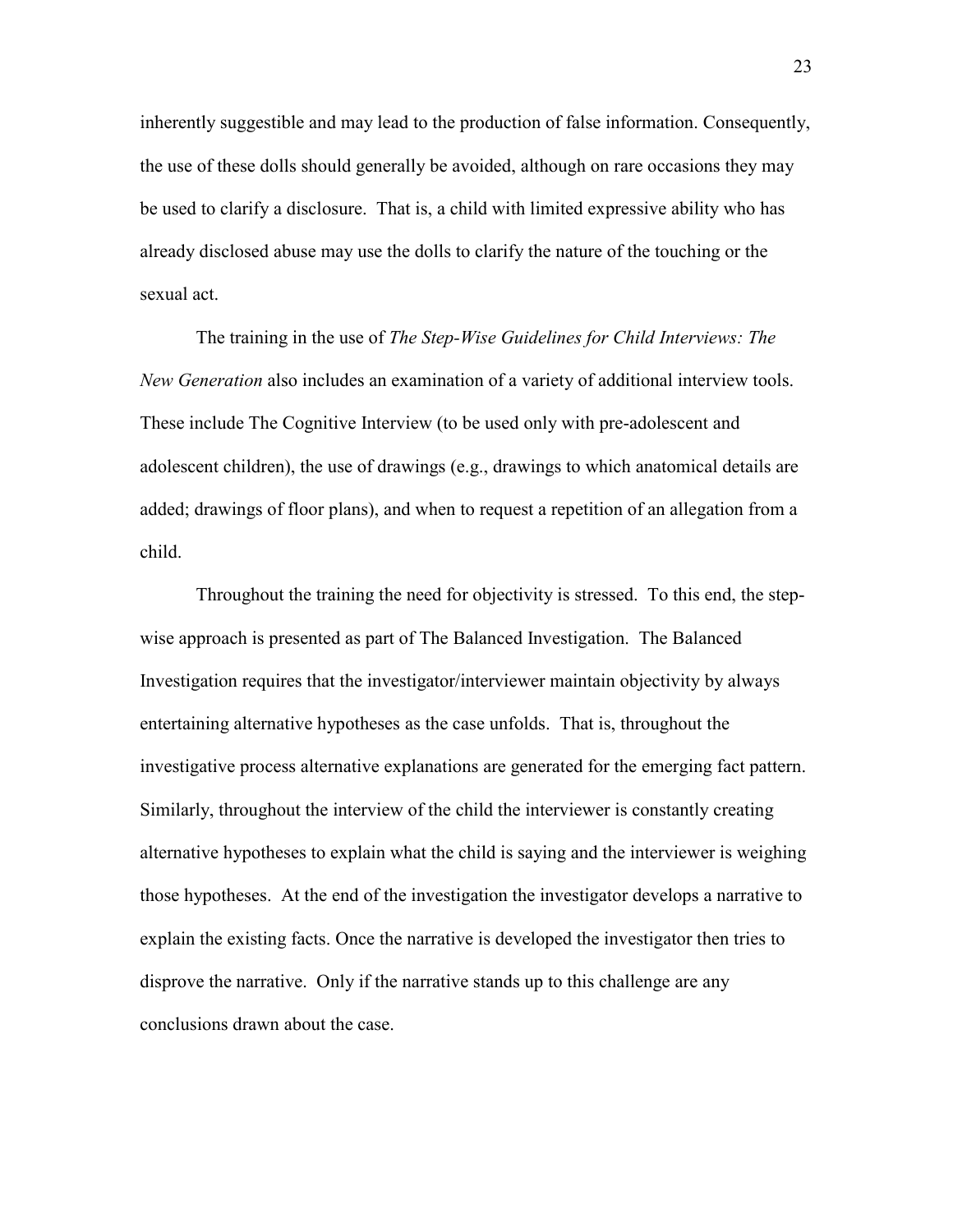inherently suggestible and may lead to the production of false information. Consequently, the use of these dolls should generally be avoided, although on rare occasions they may be used to clarify a disclosure. That is, a child with limited expressive ability who has already disclosed abuse may use the dolls to clarify the nature of the touching or the sexual act.

The training in the use of *The Step-Wise Guidelines for Child Interviews: The New Generation* also includes an examination of a variety of additional interview tools. These include The Cognitive Interview (to be used only with pre-adolescent and adolescent children), the use of drawings (e.g., drawings to which anatomical details are added; drawings of floor plans), and when to request a repetition of an allegation from a child.

Throughout the training the need for objectivity is stressed. To this end, the step-wise approach is presented as part of The Balanced Investigation. The Balanced Investigation requires that the investigator/interviewer maintain objectivity by always entertaining alternative hypotheses as the case unfolds. That is, throughout the investigative process alternative explanations are generated for the emerging fact pattern. Similarly, throughout the interview of the child the interviewer is constantly creating alternative hypotheses to explain what the child is saying and the interviewer is weighing those hypotheses. At the end of the investigation the investigator develops a narrative to explain the existing facts. Once the narrative is developed the investigator then tries to disprove the narrative. Only if the narrative stands up to this challenge are any conclusions drawn about the case.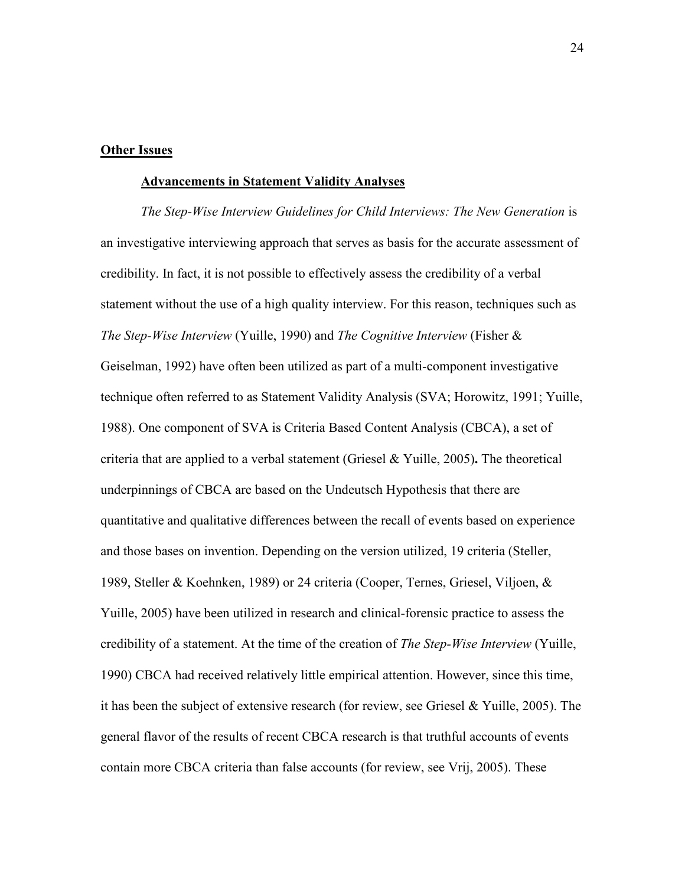## **Other Issues**

### **Advancements in Statement Validity Analyses**

*The Step-Wise Interview Guidelines for Child Interviews: The New Generation* is an investigative interviewing approach that serves as basis for the accurate assessment of credibility. In fact, it is not possible to effectively assess the credibility of a verbal statement without the use of a high quality interview. For this reason, techniques such as *The Step-Wise Interview* (Yuille, 1990) and *The Cognitive Interview* (Fisher & Geiselman, 1992) have often been utilized as part of a multi-component investigative technique often referred to as Statement Validity Analysis (SVA; Horowitz, 1991; Yuille, 1988). One component of SVA is Criteria Based Content Analysis (CBCA), a set of criteria that are applied to a verbal statement (Griesel & Yuille, 2005)**.** The theoretical underpinnings of CBCA are based on the Undeutsch Hypothesis that there are quantitative and qualitative differences between the recall of events based on experience and those bases on invention. Depending on the version utilized, 19 criteria (Steller, 1989, Steller & Koehnken, 1989) or 24 criteria (Cooper, Ternes, Griesel, Viljoen, & Yuille, 2005) have been utilized in research and clinical-forensic practice to assess the credibility of a statement. At the time of the creation of *The Step-Wise Interview* (Yuille, 1990) CBCA had received relatively little empirical attention. However, since this time, it has been the subject of extensive research (for review, see Griesel & Yuille, 2005). The general flavor of the results of recent CBCA research is that truthful accounts of events contain more CBCA criteria than false accounts (for review, see Vrij, 2005). These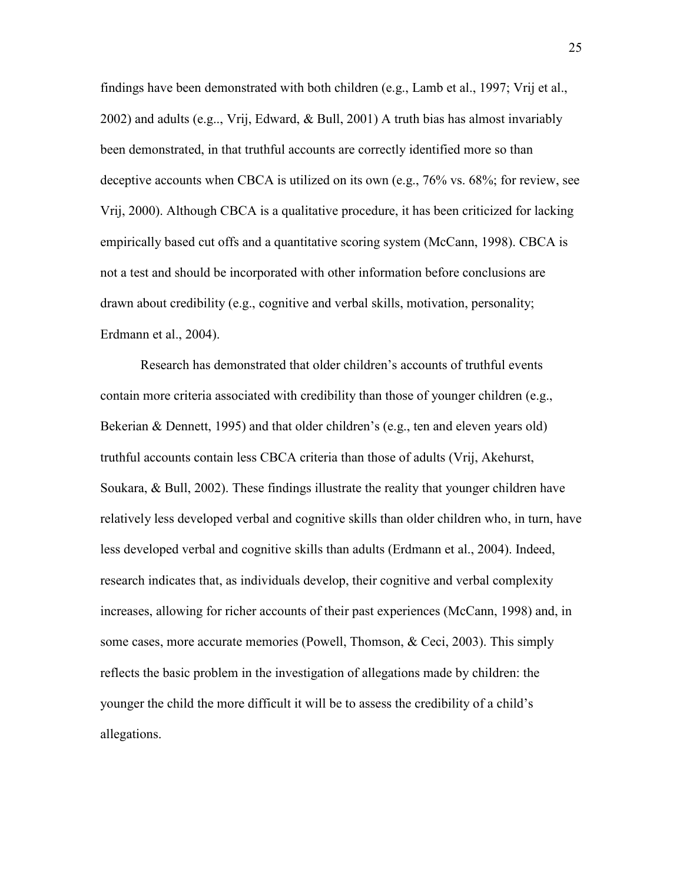findings have been demonstrated with both children (e.g., Lamb et al., 1997; Vrij et al., 2002) and adults (e.g.., Vrij, Edward, & Bull, 2001) A truth bias has almost invariably been demonstrated, in that truthful accounts are correctly identified more so than deceptive accounts when CBCA is utilized on its own (e.g., 76% vs. 68%; for review, see Vrij, 2000). Although CBCA is a qualitative procedure, it has been criticized for lacking empirically based cut offs and a quantitative scoring system (McCann, 1998). CBCA is not a test and should be incorporated with other information before conclusions are drawn about credibility (e.g., cognitive and verbal skills, motivation, personality; Erdmann et al., 2004).

Research has demonstrated that older children's accounts of truthful events contain more criteria associated with credibility than those of younger children (e.g., Bekerian & Dennett, 1995) and that older children's (e.g., ten and eleven years old) truthful accounts contain less CBCA criteria than those of adults (Vrij, Akehurst, Soukara, & Bull, 2002). These findings illustrate the reality that younger children have relatively less developed verbal and cognitive skills than older children who, in turn, have less developed verbal and cognitive skills than adults (Erdmann et al., 2004). Indeed, research indicates that, as individuals develop, their cognitive and verbal complexity increases, allowing for richer accounts of their past experiences (McCann, 1998) and, in some cases, more accurate memories (Powell, Thomson, & Ceci, 2003). This simply reflects the basic problem in the investigation of allegations made by children: the younger the child the more difficult it will be to assess the credibility of a child's allegations.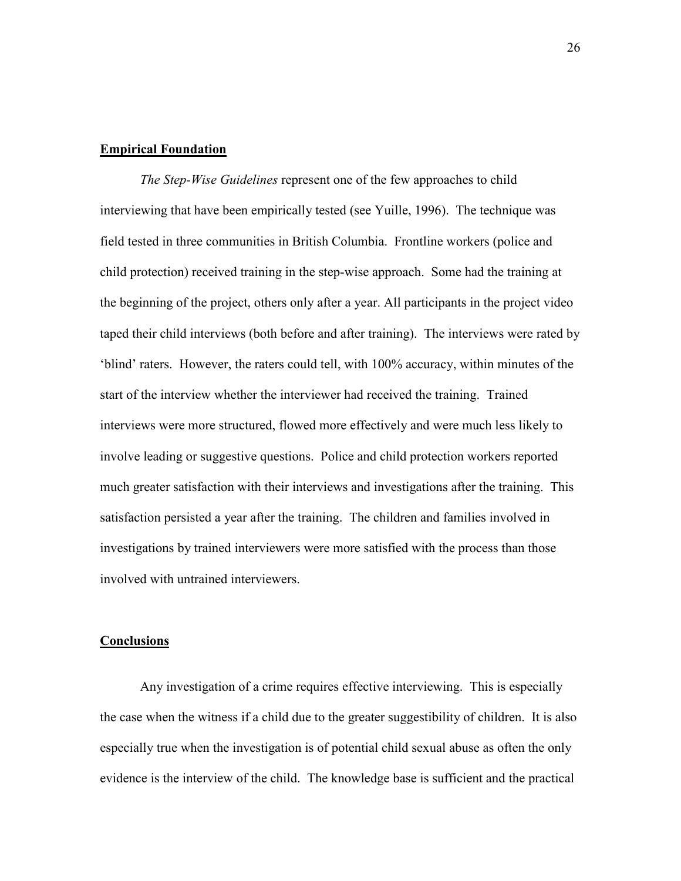## Empirical Foundation

*The Step-Wise Guidelines* represent one of the few approaches to child interviewing that have been empirically tested (see Yuille, 1996). The technique was field tested in three communities in British Columbia. Frontline workers (police and child protection) received training in the step-wise approach. Some had the training at the beginning of the project, others only after a year. All participants in the project video taped their child interviews (both before and after training). The interviews were rated by 'blind' raters. However, the raters could tell, with 100% accuracy, within minutes of the start of the interview whether the interviewer had received the training. Trained interviews were more structured, flowed more effectively and were much less likely to involve leading or suggestive questions. Police and child protection workers reported much greater satisfaction with their interviews and investigations after the training. This satisfaction persisted a year after the training. The children and families involved in investigations by trained interviewers were more satisfied with the process than those involved with untrained interviewers.

## Conclusions

Any investigation of a crime requires effective interviewing. This is especially the case when the witness if a child due to the greater suggestibility of children. It is also especially true when the investigation is of potential child sexual abuse as often the only evidence is the interview of the child. The knowledge base is sufficient and the practical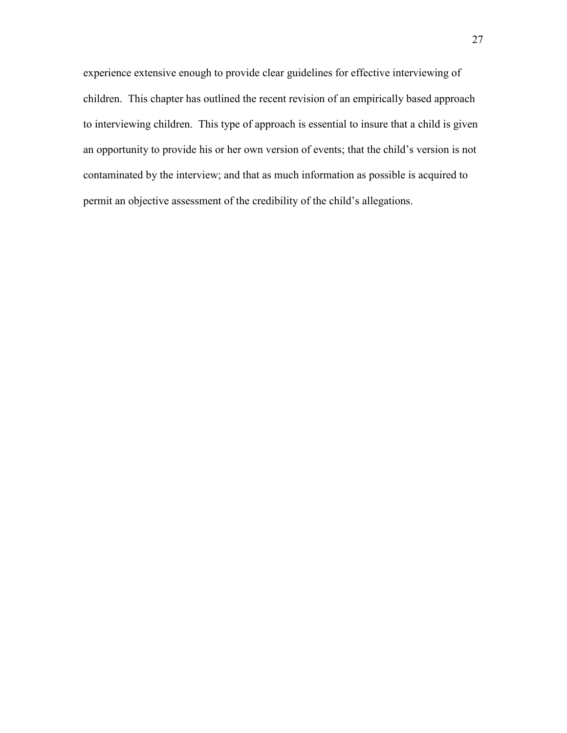experience extensive enough to provide clear guidelines for effective interviewing of children. This chapter has outlined the recent revision of an empirically based approach to interviewing children. This type of approach is essential to insure that a child is given an opportunity to provide his or her own version of events; that the child's version is not contaminated by the interview; and that as much information as possible is acquired to permit an objective assessment of the credibility of the child's allegations.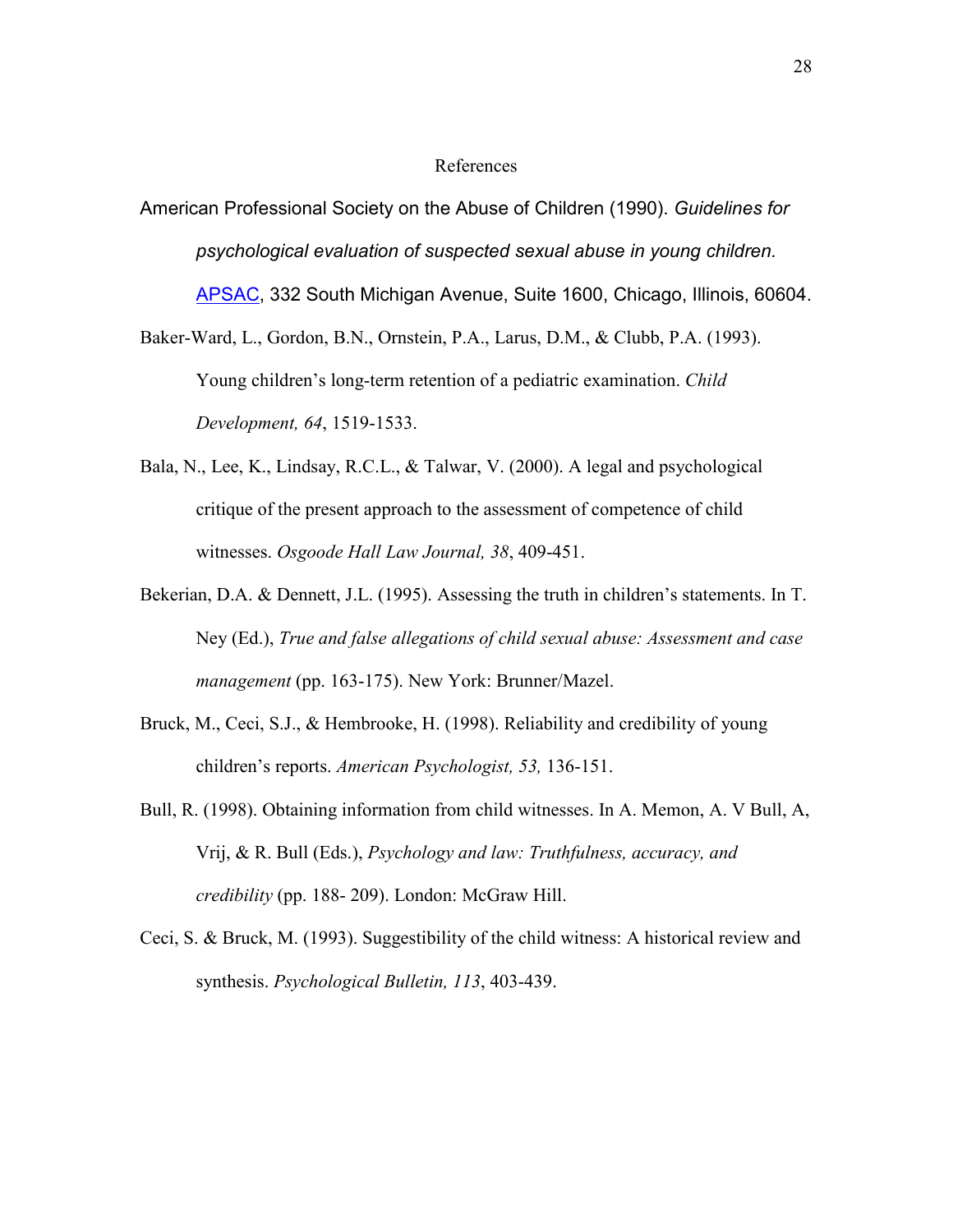# References

American Professional Society on the Abuse of Children (1990). *Guidelines for psychological evaluation of suspected sexual abuse in young children.* APSAC, 332 South Michigan Avenue, Suite 1600, Chicago, Illinois, 60604.

Baker-Ward, L., Gordon, B.N., Ornstein, P.A., Larus, D.M., & Clubb, P.A. (1993). Young children's long-term retention of a pediatric examination. *Child Development, 64*, 1519-1533.

Bala, N., Lee, K., Lindsay, R.C.L., & Talwar, V. (2000). A legal and psychological critique of the present approach to the assessment of competence of child witnesses. *Osgoode Hall Law Journal, 38*, 409-451.

Bekerian, D.A. & Dennett, J.L. (1995). Assessing the truth in children's statements. In T. Ney (Ed.), *True and false allegations of child sexual abuse: Assessment and case management* (pp. 163-175). New York: Brunner/Mazel.

Bruck, M., Ceci, S.J., & Hembrooke, H. (1998). Reliability and credibility of young children's reports. *American Psychologist, 53,* 136-151.

Bull, R. (1998). Obtaining information from child witnesses. In A. Memon, A. V Bull, A, Vrij, & R. Bull (Eds.), *Psychology and law: Truthfulness, accuracy, and credibility* (pp. 188- 209). London: McGraw Hill.

Ceci, S. & Bruck, M. (1993). Suggestibility of the child witness: A historical review and synthesis. *Psychological Bulletin, 113*, 403-439.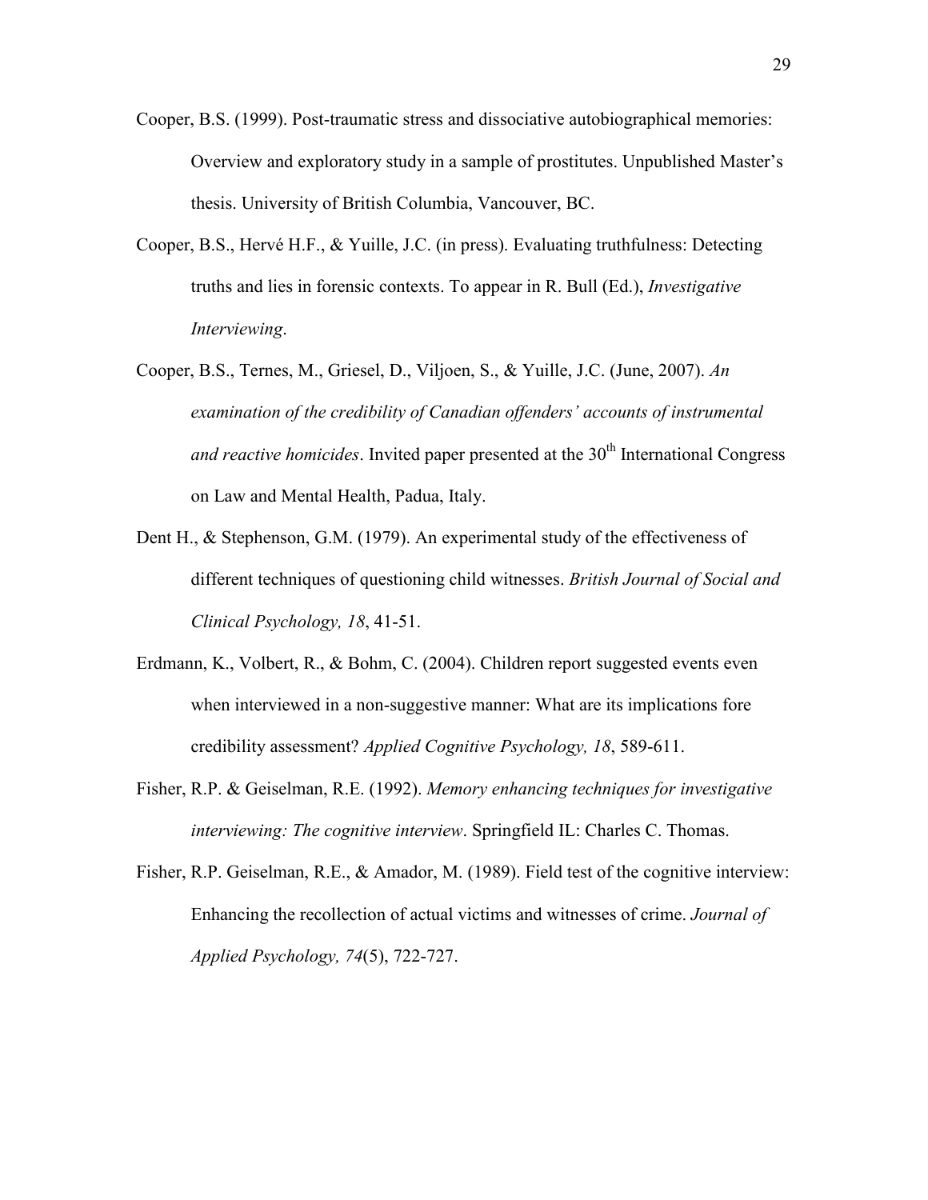Cooper, B.S. (1999). Post-traumatic stress and dissociative autobiographical memories: Overview and exploratory study in a sample of prostitutes. Unpublished Master's thesis. University of British Columbia, Vancouver, BC.

Cooper, B.S., Hervé H.F., & Yuille, J.C. (in press). Evaluating truthfulness: Detecting truths and lies in forensic contexts. To appear in R. Bull (Ed.), *Investigative Interviewing*.

Cooper, B.S., Ternes, M., Griesel, D., Viljoen, S., & Yuille, J.C. (June, 2007). *An examination of the credibility of Canadian offenders' accounts of instrumental and reactive homicides*. Invited paper presented at the 30th International Congress on Law and Mental Health, Padua, Italy.

Dent H., & Stephenson, G.M. (1979). An experimental study of the effectiveness of different techniques of questioning child witnesses. *British Journal of Social and Clinical Psychology, 18*, 41-51.

Erdmann, K., Volbert, R., & Bohm, C. (2004). Children report suggested events even when interviewed in a non-suggestive manner: What are its implications fore credibility assessment? *Applied Cognitive Psychology, 18*, 589-611.

Fisher, R.P. & Geiselman, R.E. (1992). *Memory enhancing techniques for investigative interviewing: The cognitive interview*. Springfield IL: Charles C. Thomas.

Fisher, R.P. Geiselman, R.E., & Amador, M. (1989). Field test of the cognitive interview: Enhancing the recollection of actual victims and witnesses of crime. *Journal of Applied Psychology, 74*(5), 722-727.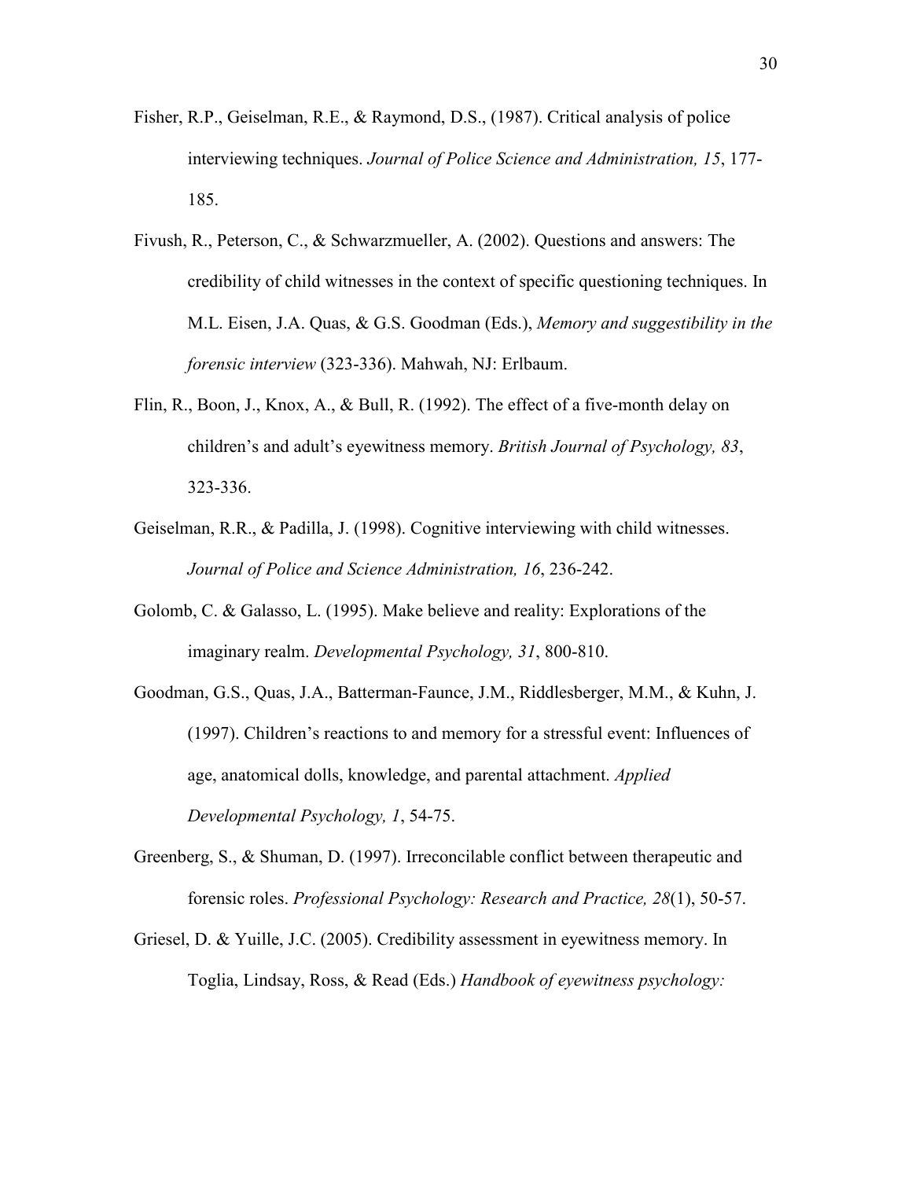Fisher, R.P., Geiselman, R.E., & Raymond, D.S., (1987). Critical analysis of police interviewing techniques. *Journal of Police Science and Administration, 15*, 177-185.

Fivush, R., Peterson, C., & Schwarzmueller, A. (2002). Questions and answers: The credibility of child witnesses in the context of specific questioning techniques. In M.L. Eisen, J.A. Quas, & G.S. Goodman (Eds.), *Memory and suggestibility in the forensic interview* (323-336). Mahwah, NJ: Erlbaum.

Flin, R., Boon, J., Knox, A., & Bull, R. (1992). The effect of a five-month delay on children's and adult's eyewitness memory. *British Journal of Psychology, 83*, 323-336.

Geiselman, R.R., & Padilla, J. (1998). Cognitive interviewing with child witnesses. *Journal of Police and Science Administration, 16*, 236-242.

Golomb, C. & Galasso, L. (1995). Make believe and reality: Explorations of the imaginary realm. *Developmental Psychology, 31*, 800-810.

Goodman, G.S., Quas, J.A., Batterman-Faunce, J.M., Riddlesberger, M.M., & Kuhn, J. (1997). Children's reactions to and memory for a stressful event: Influences of age, anatomical dolls, knowledge, and parental attachment. *Applied Developmental Psychology, 1*, 54-75.

Greenberg, S., & Shuman, D. (1997). Irreconcilable conflict between therapeutic and forensic roles. *Professional Psychology: Research and Practice, 28*(1), 50-57.

Griesel, D. & Yuille, J.C. (2005). Credibility assessment in eyewitness memory. In Toglia, Lindsay, Ross, & Read (Eds.) *Handbook of eyewitness psychology:*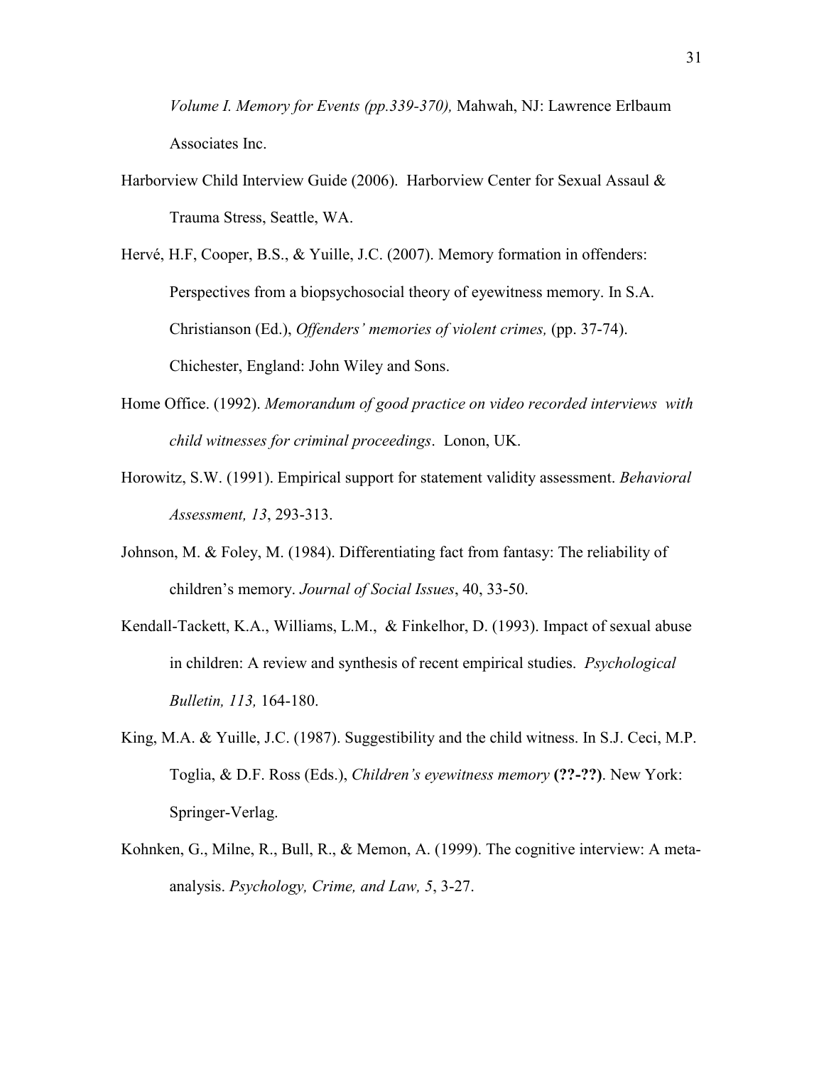*Volume I. Memory for Events (pp.339-370),* Mahwah, NJ: Lawrence Erlbaum Associates Inc.

Harborview Child Interview Guide (2006). Harborview Center for Sexual Assaul & Trauma Stress, Seattle, WA.

Hervé, H.F, Cooper, B.S., & Yuille, J.C. (2007). Memory formation in offenders: Perspectives from a biopsychosocial theory of eyewitness memory. In S.A. Christianson (Ed.), *Offenders' memories of violent crimes,* (pp. 37-74). Chichester, England: John Wiley and Sons.

Home Office. (1992). *Memorandum of good practice on video recorded interviews with child witnesses for criminal proceedings*. Lonon, UK.

Horowitz, S.W. (1991). Empirical support for statement validity assessment. *Behavioral Assessment, 13*, 293-313.

Johnson, M. & Foley, M. (1984). Differentiating fact from fantasy: The reliability of children's memory. *Journal of Social Issues*, 40, 33-50.

Kendall-Tackett, K.A., Williams, L.M., & Finkelhor, D. (1993). Impact of sexual abuse in children: A review and synthesis of recent empirical studies. *Psychological Bulletin, 113,* 164-180.

King, M.A. & Yuille, J.C. (1987). Suggestibility and the child witness. In S.J. Ceci, M.P. Toglia, & D.F. Ross (Eds.), *Children's eyewitness memory* **(??-??)**. New York: Springer-Verlag.

Kohnken, G., Milne, R., Bull, R., & Memon, A. (1999). The cognitive interview: A meta-analysis. *Psychology, Crime, and Law, 5*, 3-27.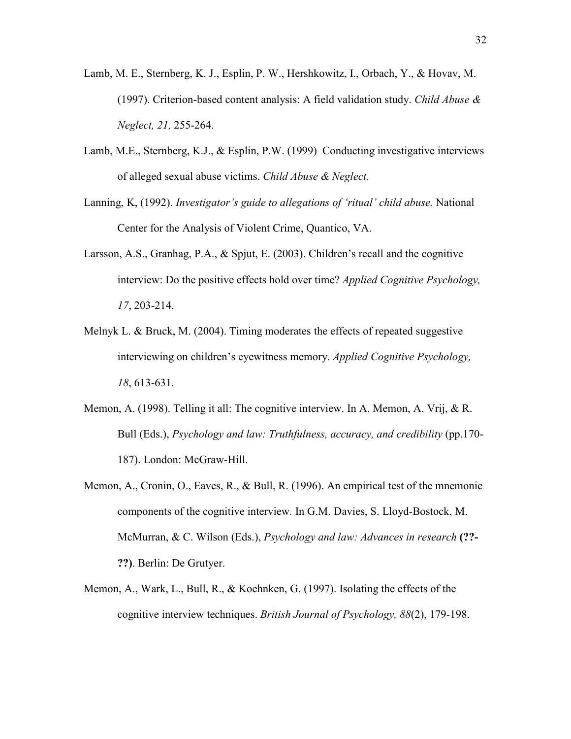Lamb, M. E., Sternberg, K. J., Esplin, P. W., Hershkowitz, I., Orbach, Y., & Hovav, M. (1997). Criterion-based content analysis: A field validation study. *Child Abuse & Neglect, 21,* 255-264.

Lamb, M.E., Sternberg, K.J., & Esplin, P.W. (1999) Conducting investigative interviews of alleged sexual abuse victims. *Child Abuse & Neglect.*

Lanning, K, (1992). *Investigator's guide to allegations of 'ritual' child abuse.* National Center for the Analysis of Violent Crime, Quantico, VA.

Larsson, A.S., Granhag, P.A., & Spjut, E. (2003). Children's recall and the cognitive interview: Do the positive effects hold over time? *Applied Cognitive Psychology, 17*, 203-214.

Melnyk L. & Bruck, M. (2004). Timing moderates the effects of repeated suggestive interviewing on children's eyewitness memory. *Applied Cognitive Psychology, 18*, 613-631.

Memon, A. (1998). Telling it all: The cognitive interview. In A. Memon, A. Vrij, & R. Bull (Eds.), *Psychology and law: Truthfulness, accuracy, and credibility* (pp.170-187). London: McGraw-Hill.

Memon, A., Cronin, O., Eaves, R., & Bull, R. (1996). An empirical test of the mnemonic components of the cognitive interview. In G.M. Davies, S. Lloyd-Bostock, M. McMurran, & C. Wilson (Eds.), *Psychology and law: Advances in research* **(??-??)**. Berlin: De Grutyer.

Memon, A., Wark, L., Bull, R., & Koehnken, G. (1997). Isolating the effects of the cognitive interview techniques. *British Journal of Psychology, 88*(2), 179-198.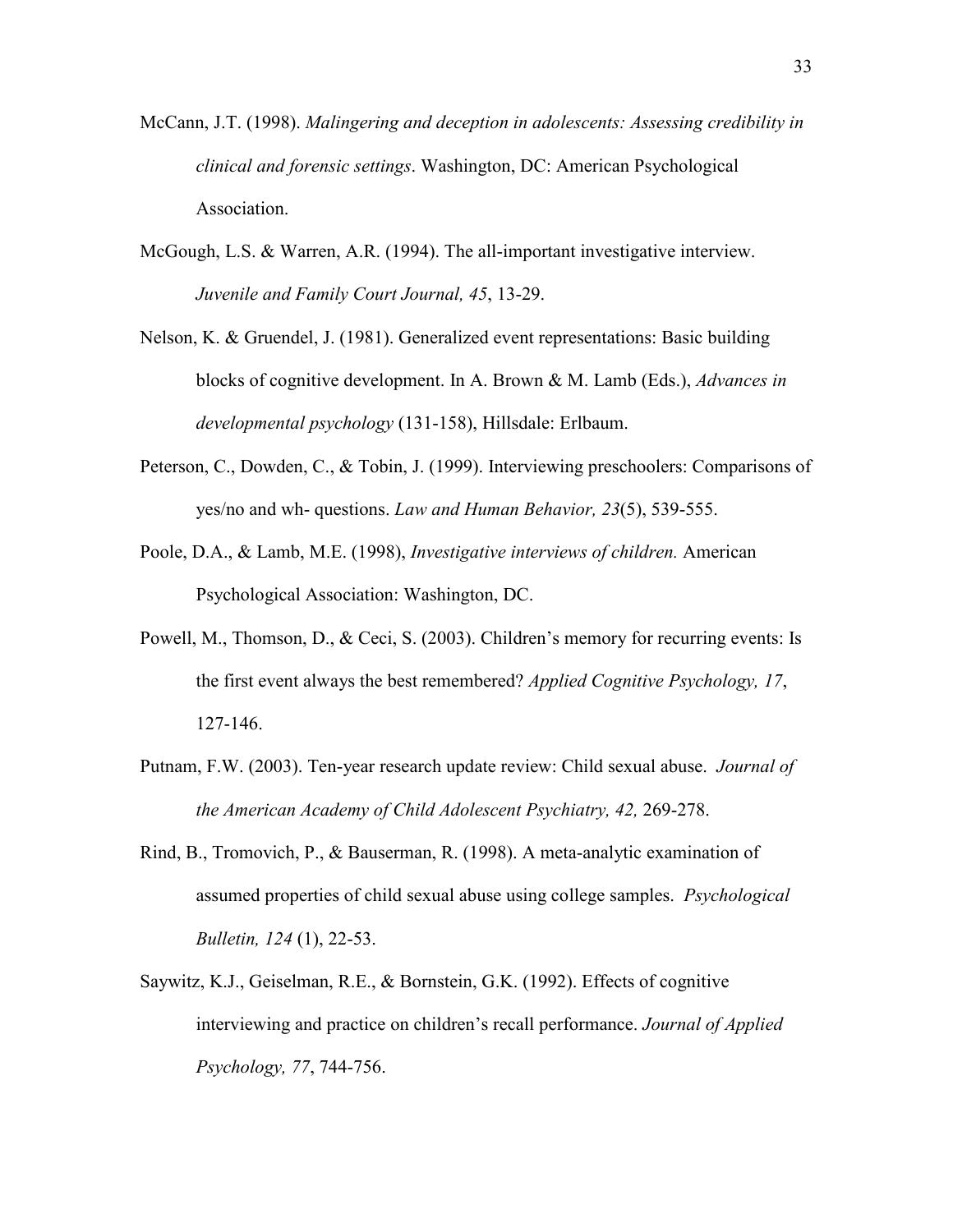McCann, J.T. (1998). *Malingering and deception in adolescents: Assessing credibility in clinical and forensic settings*. Washington, DC: American Psychological Association.

McGough, L.S. & Warren, A.R. (1994). The all-important investigative interview. *Juvenile and Family Court Journal, 45*, 13-29.

Nelson, K. & Gruendel, J. (1981). Generalized event representations: Basic building blocks of cognitive development. In A. Brown & M. Lamb (Eds.), *Advances in developmental psychology* (131-158), Hillsdale: Erlbaum.

Peterson, C., Dowden, C., & Tobin, J. (1999). Interviewing preschoolers: Comparisons of yes/no and wh- questions. *Law and Human Behavior, 23*(5), 539-555.

Poole, D.A., & Lamb, M.E. (1998), *Investigative interviews of children.* American Psychological Association: Washington, DC.

Powell, M., Thomson, D., & Ceci, S. (2003). Children's memory for recurring events: Is the first event always the best remembered? *Applied Cognitive Psychology, 17*, 127-146.

Putnam, F.W. (2003). Ten-year research update review: Child sexual abuse. *Journal of the American Academy of Child Adolescent Psychiatry, 42,* 269-278.

Rind, B., Tromovich, P., & Bauserman, R. (1998). A meta-analytic examination of assumed properties of child sexual abuse using college samples. *Psychological Bulletin, 124* (1), 22-53.

Saywitz, K.J., Geiselman, R.E., & Bornstein, G.K. (1992). Effects of cognitive interviewing and practice on children's recall performance. *Journal of Applied Psychology, 77*, 744-756.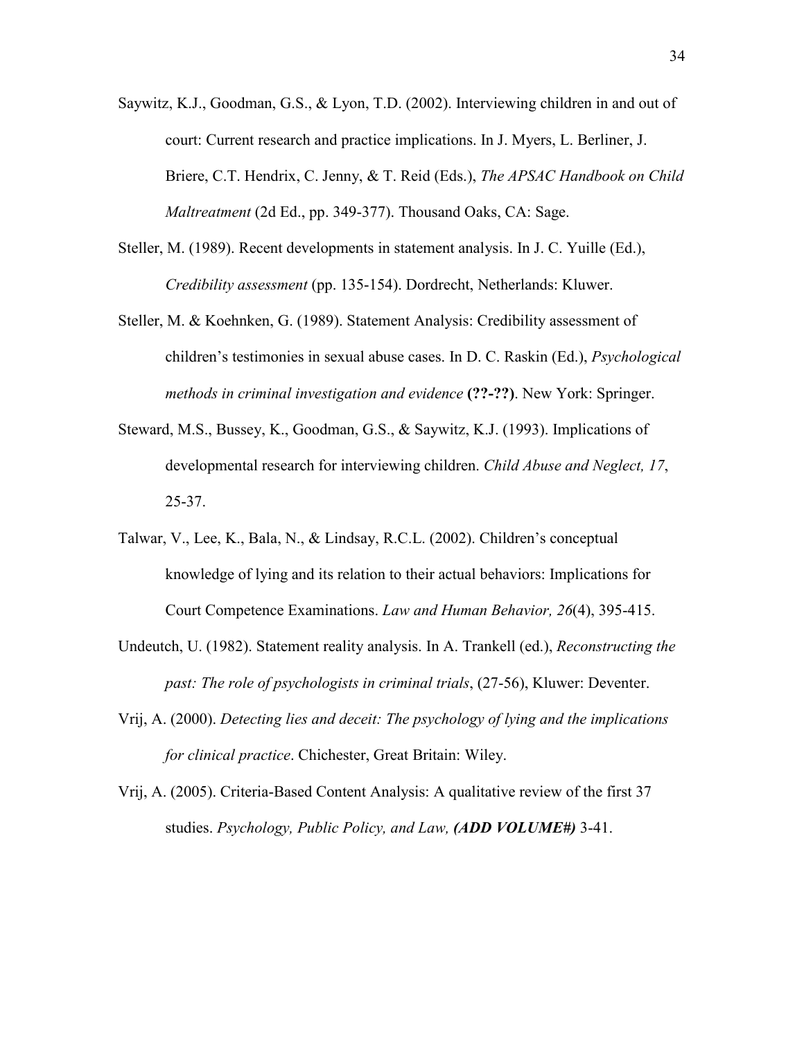Saywitz, K.J., Goodman, G.S., & Lyon, T.D. (2002). Interviewing children in and out of court: Current research and practice implications. In J. Myers, L. Berliner, J. Briere, C.T. Hendrix, C. Jenny, & T. Reid (Eds.), *The APSAC Handbook on Child Maltreatment* (2d Ed., pp. 349-377). Thousand Oaks, CA: Sage.

Steller, M. (1989). Recent developments in statement analysis. In J. C. Yuille (Ed.), *Credibility assessment* (pp. 135-154). Dordrecht, Netherlands: Kluwer.

Steller, M. & Koehnken, G. (1989). Statement Analysis: Credibility assessment of children's testimonies in sexual abuse cases. In D. C. Raskin (Ed.), *Psychological methods in criminal investigation and evidence* **(??-??)**. New York: Springer.

Steward, M.S., Bussey, K., Goodman, G.S., & Saywitz, K.J. (1993). Implications of developmental research for interviewing children. *Child Abuse and Neglect, 17*, 25-37.

Talwar, V., Lee, K., Bala, N., & Lindsay, R.C.L. (2002). Children's conceptual knowledge of lying and its relation to their actual behaviors: Implications for Court Competence Examinations. *Law and Human Behavior, 26*(4), 395-415.

Undeutch, U. (1982). Statement reality analysis. In A. Trankell (ed.), *Reconstructing the past: The role of psychologists in criminal trials*, (27-56), Kluwer: Deventer.

Vrij, A. (2000). *Detecting lies and deceit: The psychology of lying and the implications for clinical practice*. Chichester, Great Britain: Wiley.

Vrij, A. (2005). Criteria-Based Content Analysis: A qualitative review of the first 37 studies. *Psychology, Public Policy, and Law,* ***(ADD VOLUME#)*** 3-41.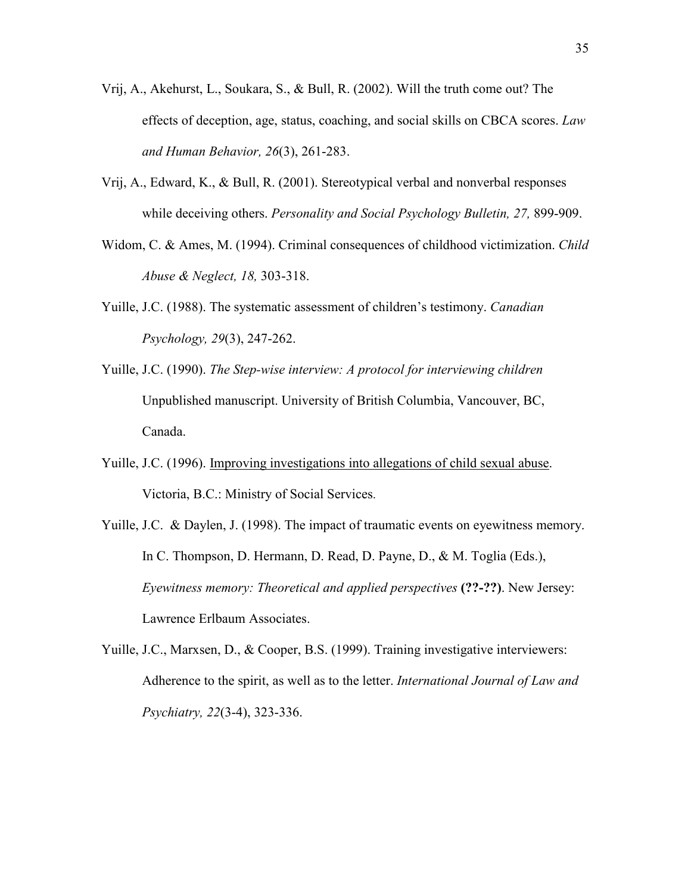Vrij, A., Akehurst, L., Soukara, S., & Bull, R. (2002). Will the truth come out? The effects of deception, age, status, coaching, and social skills on CBCA scores. *Law and Human Behavior, 26*(3), 261-283.

Vrij, A., Edward, K., & Bull, R. (2001). Stereotypical verbal and nonverbal responses while deceiving others. *Personality and Social Psychology Bulletin, 27,* 899-909.

Widom, C. & Ames, M. (1994). Criminal consequences of childhood victimization. *Child Abuse & Neglect, 18,* 303-318.

Yuille, J.C. (1988). The systematic assessment of children's testimony. *Canadian Psychology, 29*(3), 247-262.

Yuille, J.C. (1990). *The Step-wise interview: A protocol for interviewing children* Unpublished manuscript. University of British Columbia, Vancouver, BC, Canada.

Yuille, J.C. (1996). <u>Improving investigations into allegations of child sexual abuse</u>. Victoria, B.C.: Ministry of Social Services.

Yuille, J.C. & Daylen, J. (1998). The impact of traumatic events on eyewitness memory. In C. Thompson, D. Hermann, D. Read, D. Payne, D., & M. Toglia (Eds.), *Eyewitness memory: Theoretical and applied perspectives* **(??-??)**. New Jersey: Lawrence Erlbaum Associates.

Yuille, J.C., Marxsen, D., & Cooper, B.S. (1999). Training investigative interviewers: Adherence to the spirit, as well as to the letter. *International Journal of Law and Psychiatry, 22*(3-4), 323-336.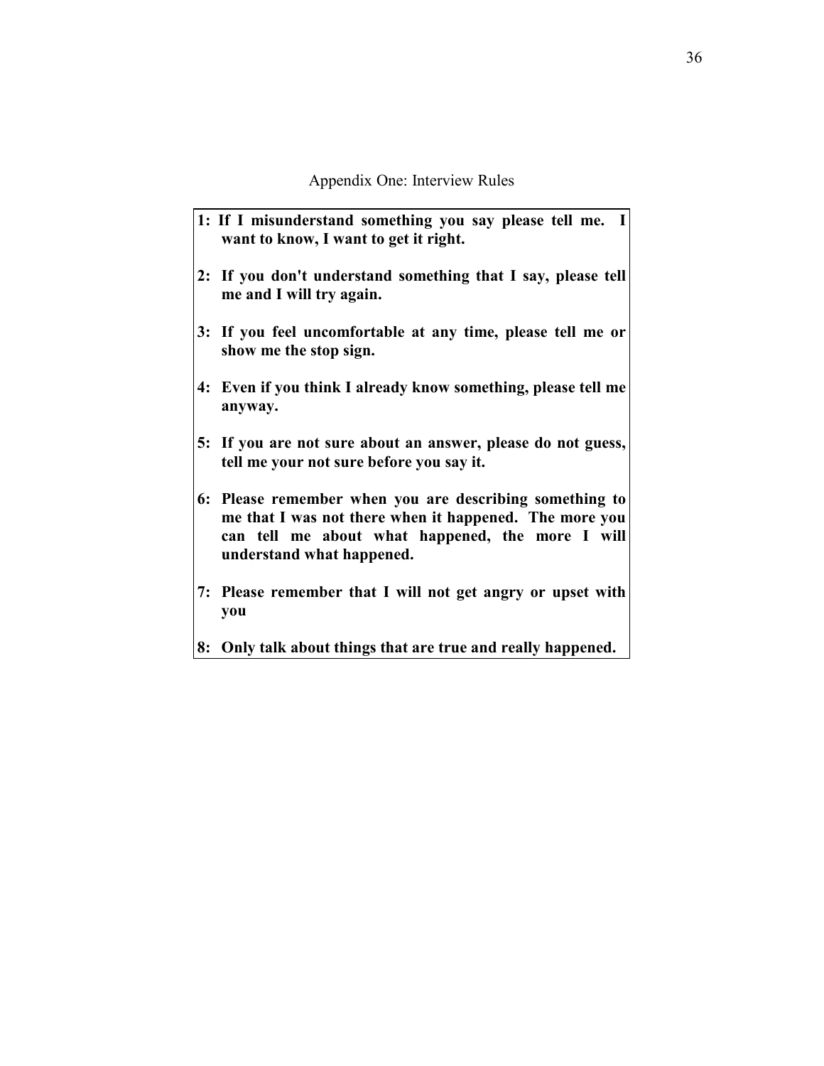Appendix One: Interview Rules

**1: If I misunderstand something you say please tell me. I want to know, I want to get it right.**

**2: If you don't understand something that I say, please tell me and I will try again.**

**3: If you feel uncomfortable at any time, please tell me or show me the stop sign.**

**4: Even if you think I already know something, please tell me anyway.**

**5: If you are not sure about an answer, please do not guess, tell me your not sure before you say it.**

**6: Please remember when you are describing something to me that I was not there when it happened. The more you can tell me about what happened, the more I will understand what happened.**

**7: Please remember that I will not get angry or upset with you**

**8: Only talk about things that are true and really happened.**